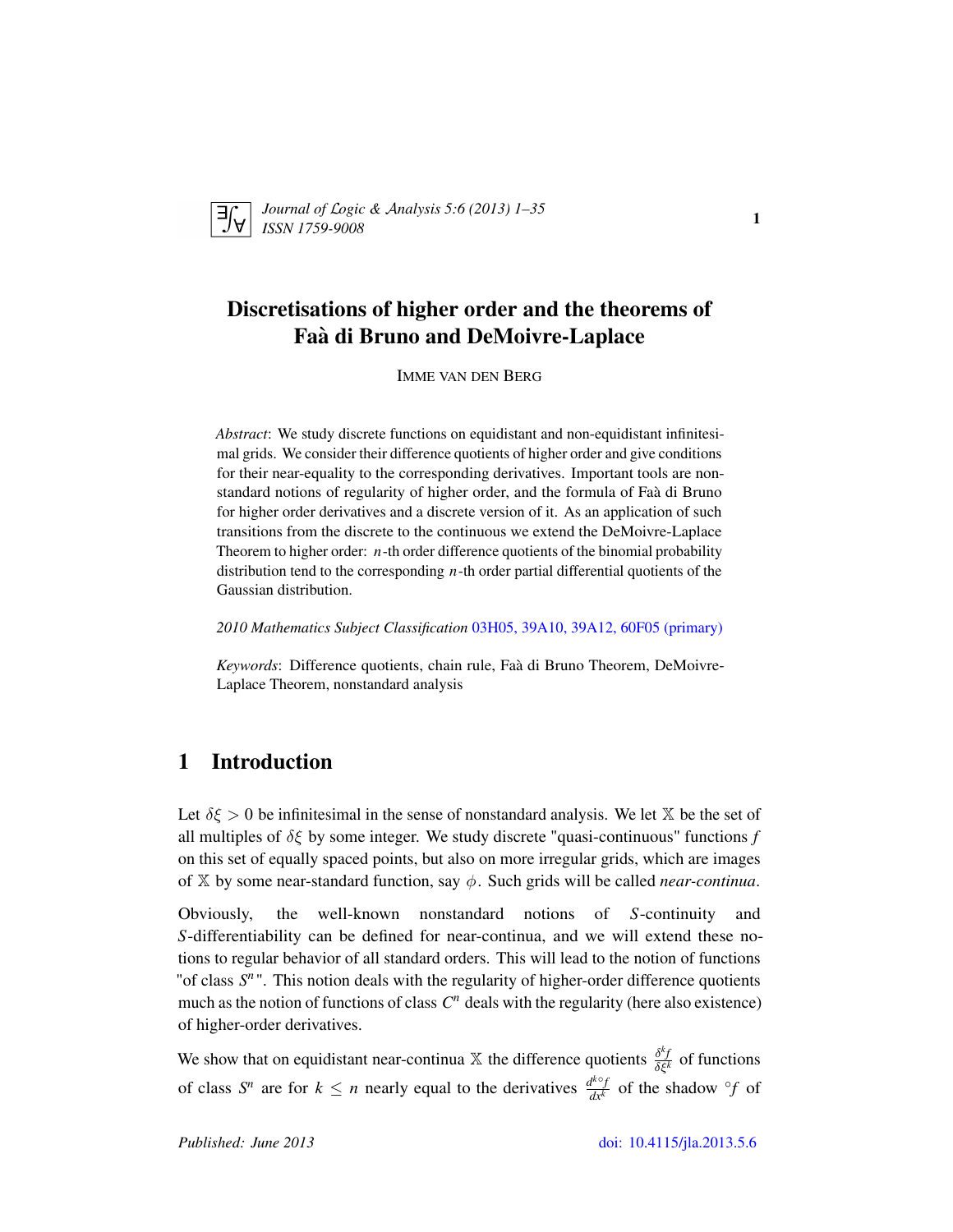# Discretisations of higher order and the theorems of Faà di Bruno and DeMoivre-Laplace

IMME VAN DEN BERG

*Abstract*: We study discrete functions on equidistant and non-equidistant infinitesimal grids. We consider their difference quotients of higher order and give conditions for their near-equality to the corresponding derivatives. Important tools are nonstandard notions of regularity of higher order, and the formula of Faà di Bruno for higher order derivatives and a discrete version of it. As an application of such transitions from the discrete to the continuous we extend the DeMoivre-Laplace Theorem to higher order: $n$-th order difference quotients of the binomial probability distribution tend to the corresponding $n$-th order partial differential quotients of the Gaussian distribution.

*2010 Mathematics Subject Classification* 03H05, 39A10, 39A12, 60F05 (primary)

*Keywords*: Difference quotients, chain rule, Faà di Bruno Theorem, DeMoivre-Laplace Theorem, nonstandard analysis

## 1 Introduction

Let $\delta\xi > 0$ be infinitesimal in the sense of nonstandard analysis. We let $\mathbb{X}$ be the set of all multiples of $\delta\xi$ by some integer. We study discrete "quasi-continuous" functions $f$ on this set of equally spaced points, but also on more irregular grids, which are images of $\mathbb{X}$ by some near-standard function, say $\phi$. Such grids will be called *near-continua*.

Obviously, the well-known nonstandard notions of $S$-continuity and $S$-differentiability can be defined for near-continua, and we will extend these notions to regular behavior of all standard orders. This will lead to the notion of functions "of class $S^n$". This notion deals with the regularity of higher-order difference quotients much as the notion of functions of class $C^n$ deals with the regularity (here also existence) of higher-order derivatives.

We show that on equidistant near-continua $\mathbb{X}$ the difference quotients $\frac{\delta^k f}{\delta\xi^k}$ of functions of class $S^n$ are for $k \leq n$ nearly equal to the derivatives $\frac{d^k {}^\circ f}{dx^k}$ of the shadow ${}^\circ f$ of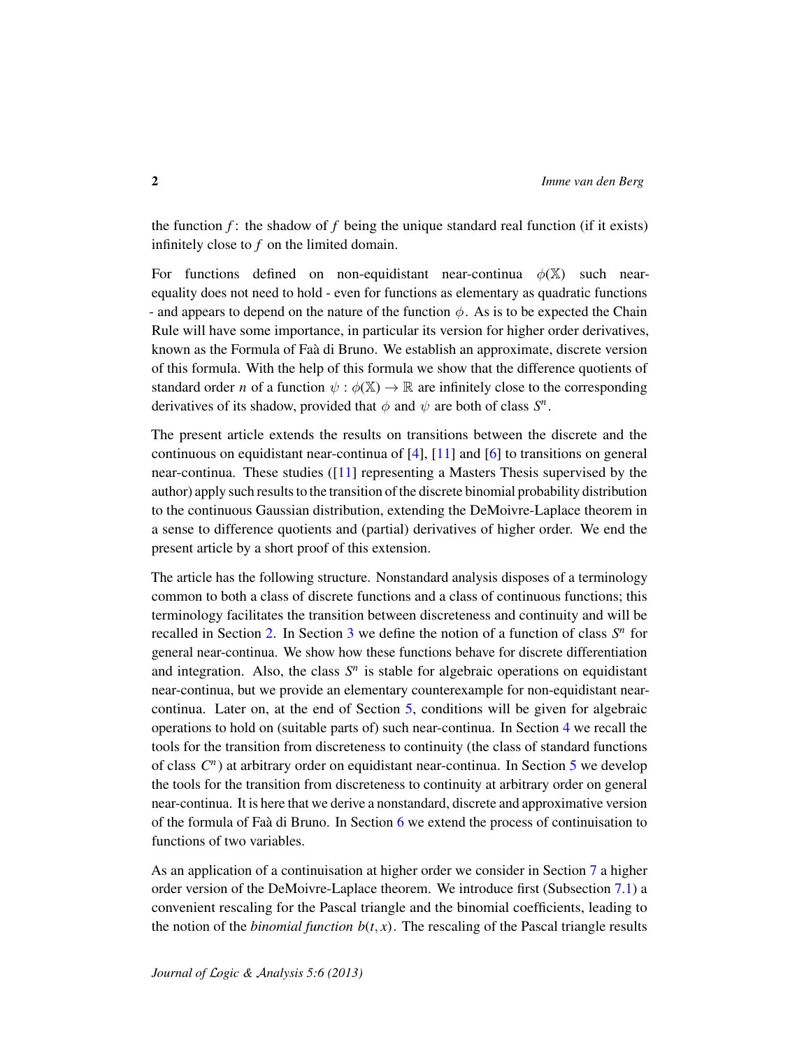the function $f$: the shadow of $f$ being the unique standard real function (if it exists) infinitely close to $f$ on the limited domain.

For functions defined on non-equidistant near-continua $\phi(\mathbb{X})$ such near-equality does not need to hold - even for functions as elementary as quadratic functions - and appears to depend on the nature of the function $\phi$. As is to be expected the Chain Rule will have some importance, in particular its version for higher order derivatives, known as the Formula of Faà di Bruno. We establish an approximate, discrete version of this formula. With the help of this formula we show that the difference quotients of standard order $n$ of a function $\psi : \phi(\mathbb{X}) \to \mathbb{R}$ are infinitely close to the corresponding derivatives of its shadow, provided that $\phi$ and $\psi$ are both of class $S^n$.

The present article extends the results on transitions between the discrete and the continuous on equidistant near-continua of [4], [11] and [6] to transitions on general near-continua. These studies ([11] representing a Masters Thesis supervised by the author) apply such results to the transition of the discrete binomial probability distribution to the continuous Gaussian distribution, extending the DeMoivre-Laplace theorem in a sense to difference quotients and (partial) derivatives of higher order. We end the present article by a short proof of this extension.

The article has the following structure. Nonstandard analysis disposes of a terminology common to both a class of discrete functions and a class of continuous functions; this terminology facilitates the transition between discreteness and continuity and will be recalled in Section 2. In Section 3 we define the notion of a function of class $S^n$ for general near-continua. We show how these functions behave for discrete differentiation and integration. Also, the class $S^n$ is stable for algebraic operations on equidistant near-continua, but we provide an elementary counterexample for non-equidistant near-continua. Later on, at the end of Section 5, conditions will be given for algebraic operations to hold on (suitable parts of) such near-continua. In Section 4 we recall the tools for the transition from discreteness to continuity (the class of standard functions of class $C^n$) at arbitrary order on equidistant near-continua. In Section 5 we develop the tools for the transition from discreteness to continuity at arbitrary order on general near-continua. It is here that we derive a nonstandard, discrete and approximative version of the formula of Faà di Bruno. In Section 6 we extend the process of continuisation to functions of two variables.

As an application of a continuisation at higher order we consider in Section 7 a higher order version of the DeMoivre-Laplace theorem. We introduce first (Subsection 7.1) a convenient rescaling for the Pascal triangle and the binomial coefficients, leading to the notion of the *binomial function* $b(t, x)$. The rescaling of the Pascal triangle results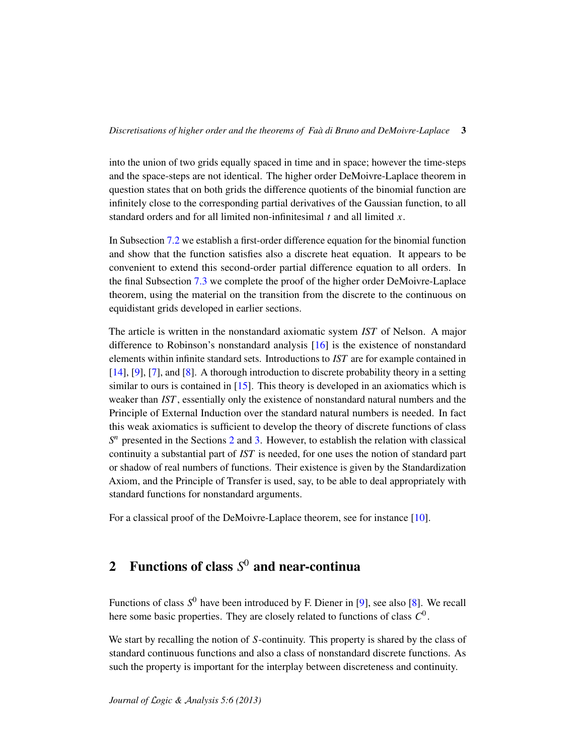into the union of two grids equally spaced in time and in space; however the time-steps and the space-steps are not identical. The higher order DeMoivre-Laplace theorem in question states that on both grids the difference quotients of the binomial function are infinitely close to the corresponding partial derivatives of the Gaussian function, to all standard orders and for all limited non-infinitesimal $t$ and all limited $x$.

In Subsection 7.2 we establish a first-order difference equation for the binomial function and show that the function satisfies also a discrete heat equation. It appears to be convenient to extend this second-order partial difference equation to all orders. In the final Subsection 7.3 we complete the proof of the higher order DeMoivre-Laplace theorem, using the material on the transition from the discrete to the continuous on equidistant grids developed in earlier sections.

The article is written in the nonstandard axiomatic system *IST* of Nelson. A major difference to Robinson's nonstandard analysis [16] is the existence of nonstandard elements within infinite standard sets. Introductions to *IST* are for example contained in [14], [9], [7], and [8]. A thorough introduction to discrete probability theory in a setting similar to ours is contained in [15]. This theory is developed in an axiomatics which is weaker than *IST*, essentially only the existence of nonstandard natural numbers and the Principle of External Induction over the standard natural numbers is needed. In fact this weak axiomatics is sufficient to develop the theory of discrete functions of class $S^n$ presented in the Sections 2 and 3. However, to establish the relation with classical continuity a substantial part of *IST* is needed, for one uses the notion of standard part or shadow of real numbers of functions. Their existence is given by the Standardization Axiom, and the Principle of Transfer is used, say, to be able to deal appropriately with standard functions for nonstandard arguments.

For a classical proof of the DeMoivre-Laplace theorem, see for instance [10].

## 2 Functions of class $S^0$ and near-continua

Functions of class $S^0$ have been introduced by F. Diener in [9], see also [8]. We recall here some basic properties. They are closely related to functions of class $C^0$.

We start by recalling the notion of $S$-continuity. This property is shared by the class of standard continuous functions and also a class of nonstandard discrete functions. As such the property is important for the interplay between discreteness and continuity.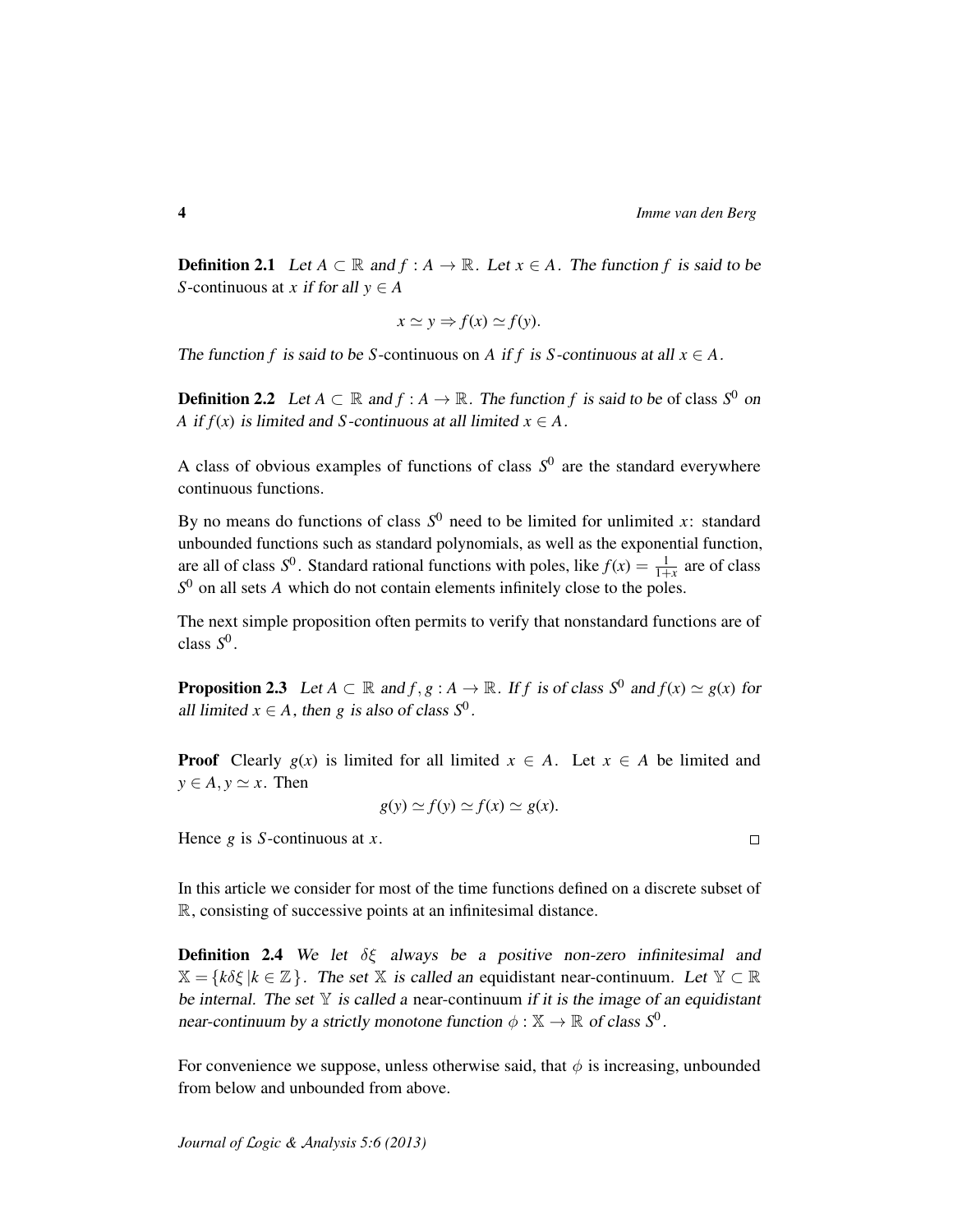**Definition 2.1** *Let $A \subset \mathbb{R}$ and $f : A \to \mathbb{R}$. Let $x \in A$. The function $f$ is said to be* $S$-continuous *at $x$ if for all $y \in A$*

$$x \simeq y \Rightarrow f(x) \simeq f(y).$$

*The function $f$ is said to be* $S$-continuous *on $A$ if $f$ is $S$-continuous at all $x \in A$.*

**Definition 2.2** *Let $A \subset \mathbb{R}$ and $f : A \to \mathbb{R}$. The function $f$ is said to be* of class $S^0$ *on $A$ if $f(x)$ is limited and $S$-continuous at all limited $x \in A$.*

A class of obvious examples of functions of class $S^0$ are the standard everywhere continuous functions.

By no means do functions of class $S^0$ need to be limited for unlimited $x$: standard unbounded functions such as standard polynomials, as well as the exponential function, are all of class $S^0$. Standard rational functions with poles, like $f(x) = \frac{1}{1+x}$ are of class $S^0$ on all sets $A$ which do not contain elements infinitely close to the poles.

The next simple proposition often permits to verify that nonstandard functions are of class $S^0$.

**Proposition 2.3** *Let $A \subset \mathbb{R}$ and $f, g : A \to \mathbb{R}$. If $f$ is of class $S^0$ and $f(x) \simeq g(x)$ for all limited $x \in A$, then $g$ is also of class $S^0$.*

**Proof** Clearly $g(x)$ is limited for all limited $x \in A$. Let $x \in A$ be limited and $y \in A, y \simeq x$. Then

$$g(y) \simeq f(y) \simeq f(x) \simeq g(x).$$

Hence $g$ is $S$-continuous at $x$. □

In this article we consider for most of the time functions defined on a discrete subset of $\mathbb{R}$, consisting of successive points at an infinitesimal distance.

**Definition 2.4** *We let $\delta\xi$ always be a positive non-zero infinitesimal and $\mathbb{X} = \{k\delta\xi \,|k \in \mathbb{Z}\}$. The set $\mathbb{X}$ is called an* equidistant near-continuum. *Let $\mathbb{Y} \subset \mathbb{R}$ be internal. The set $\mathbb{Y}$ is called a* near-continuum *if it is the image of an equidistant near-continuum by a strictly monotone function $\phi : \mathbb{X} \to \mathbb{R}$ of class $S^0$.*

For convenience we suppose, unless otherwise said, that $\phi$ is increasing, unbounded from below and unbounded from above.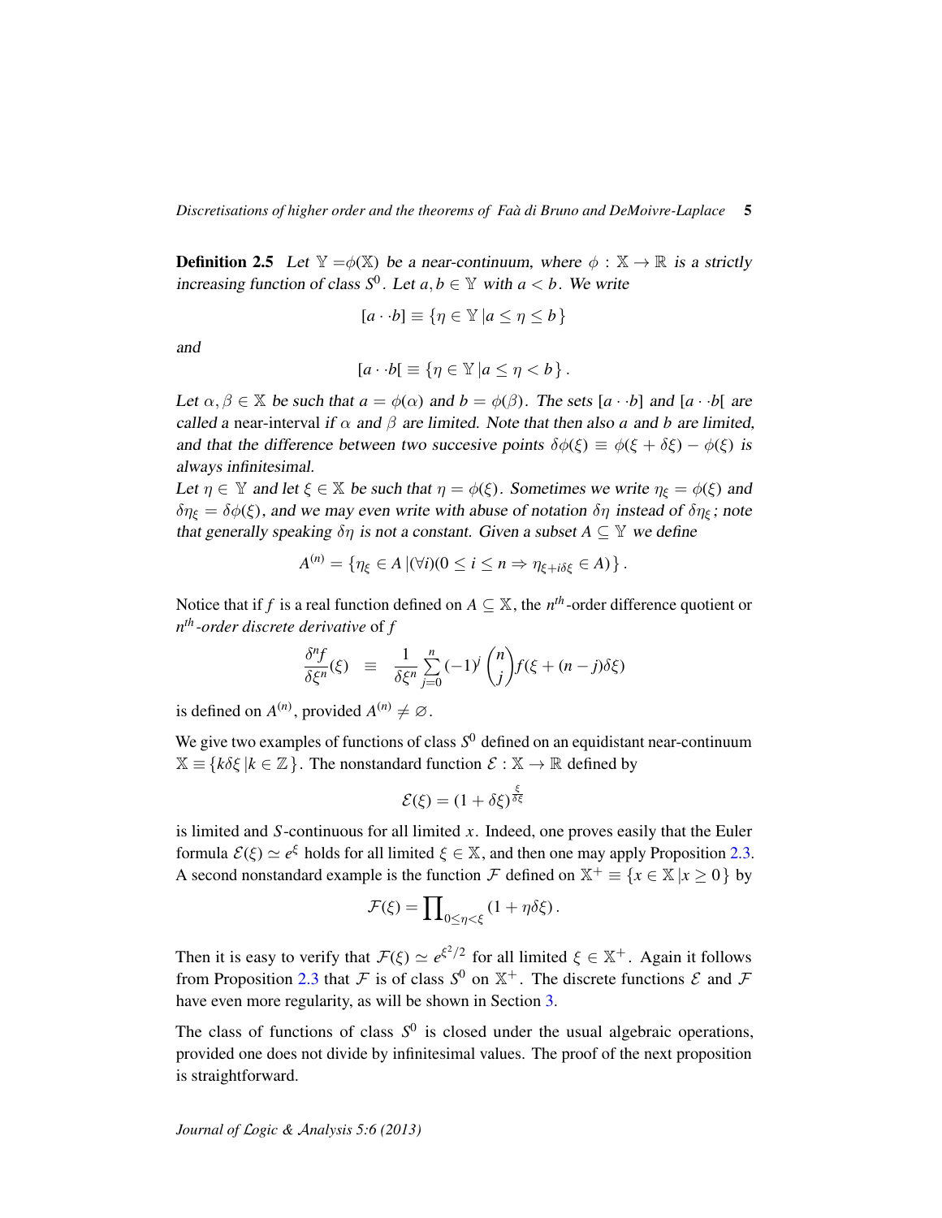**Definition 2.5** *Let $\mathbb{Y} = \phi(\mathbb{X})$ be a near-continuum, where $\phi : \mathbb{X} \to \mathbb{R}$ is a strictly increasing function of class $S^0$. Let $a, b \in \mathbb{Y}$ with $a < b$. We write*

$$[a \cdot \cdot b] \equiv \{\eta \in \mathbb{Y} \,|a \leq \eta \leq b\}$$

*and*

$$[a \cdot \cdot b[ \equiv \{\eta \in \mathbb{Y} \,|a \leq \eta < b\}\,.$$

*Let $\alpha, \beta \in \mathbb{X}$ be such that $a = \phi(\alpha)$ and $b = \phi(\beta)$. The sets $[a \cdot \cdot b]$ and $[a \cdot \cdot b[$ are called a* near-interval *if $\alpha$ and $\beta$ are limited. Note that then also $a$ and $b$ are limited, and that the difference between two succesive points $\delta\phi(\xi) \equiv \phi(\xi + \delta\xi) - \phi(\xi)$ is always infinitesimal.*

*Let $\eta \in \mathbb{Y}$ and let $\xi \in \mathbb{X}$ be such that $\eta = \phi(\xi)$. Sometimes we write $\eta_\xi = \phi(\xi)$ and $\delta\eta_\xi = \delta\phi(\xi)$, and we may even write with abuse of notation $\delta\eta$ instead of $\delta\eta_\xi$; note that generally speaking $\delta\eta$ is not a constant. Given a subset $A \subseteq \mathbb{Y}$ we define*

$$A^{(n)} = \{\eta_\xi \in A \,|(\forall i)(0 \leq i \leq n \Rightarrow \eta_{\xi + i\delta\xi} \in A)\}\,.$$

Notice that if $f$ is a real function defined on $A \subseteq \mathbb{X}$, the $n^{th}$-order difference quotient or *$n^{th}$-order discrete derivative* of $f$

$$\frac{\delta^n f}{\delta\xi^n}(\xi) \quad \equiv \quad \frac{1}{\delta\xi^n} \sum_{j=0}^{n} (-1)^j \binom{n}{j} f(\xi + (n-j)\delta\xi)$$

is defined on $A^{(n)}$, provided $A^{(n)} \neq \varnothing$.

We give two examples of functions of class $S^0$ defined on an equidistant near-continuum $\mathbb{X} \equiv \{k\delta\xi \,|k \in \mathbb{Z}\}$. The nonstandard function $\mathcal{E} : \mathbb{X} \to \mathbb{R}$ defined by

$$\mathcal{E}(\xi) = (1 + \delta\xi)^{\frac{\xi}{\delta\xi}}$$

is limited and $S$-continuous for all limited $x$. Indeed, one proves easily that the Euler formula $\mathcal{E}(\xi) \simeq e^\xi$ holds for all limited $\xi \in \mathbb{X}$, and then one may apply Proposition 2.3. A second nonstandard example is the function $\mathcal{F}$ defined on $\mathbb{X}^+ \equiv \{x \in \mathbb{X} \,|x \geq 0\}$ by

$$\mathcal{F}(\xi) = \prod\nolimits_{0 \leq \eta < \xi} (1 + \eta\delta\xi)\,.$$

Then it is easy to verify that $\mathcal{F}(\xi) \simeq e^{\xi^2/2}$ for all limited $\xi \in \mathbb{X}^+$. Again it follows from Proposition 2.3 that $\mathcal{F}$ is of class $S^0$ on $\mathbb{X}^+$. The discrete functions $\mathcal{E}$ and $\mathcal{F}$ have even more regularity, as will be shown in Section 3.

The class of functions of class $S^0$ is closed under the usual algebraic operations, provided one does not divide by infinitesimal values. The proof of the next proposition is straightforward.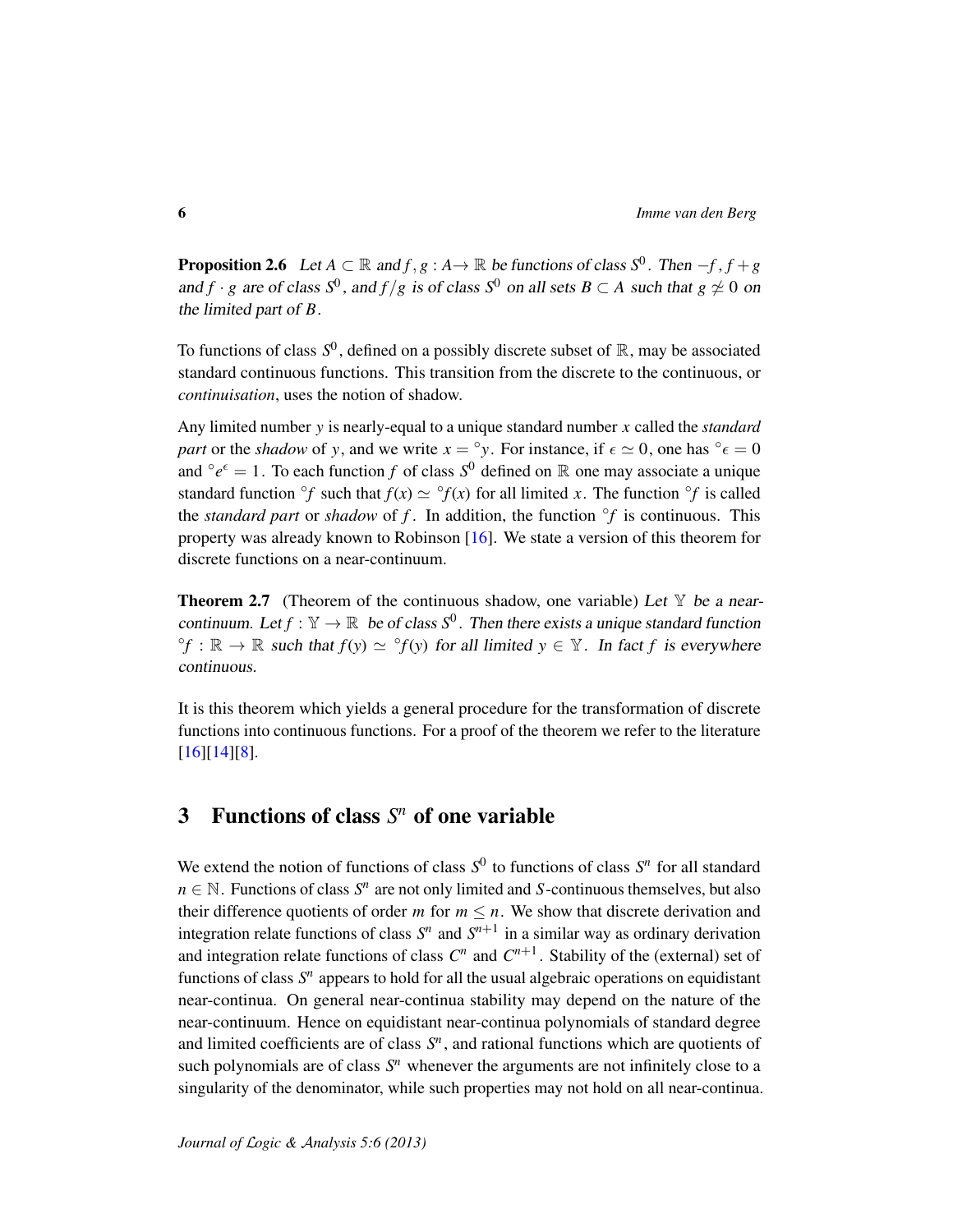**Proposition 2.6** *Let $A \subset \mathbb{R}$ and $f, g : A \to \mathbb{R}$ be functions of class $S^0$. Then $-f$, $f+g$ and $f \cdot g$ are of class $S^0$, and $f/g$ is of class $S^0$ on all sets $B \subset A$ such that $g \not\simeq 0$ on the limited part of $B$.*

To functions of class $S^0$, defined on a possibly discrete subset of $\mathbb{R}$, may be associated standard continuous functions. This transition from the discrete to the continuous, or *continuisation*, uses the notion of shadow.

Any limited number $y$ is nearly-equal to a unique standard number $x$ called the *standard part* or the *shadow* of $y$, and we write $x = {}^\circ y$. For instance, if $\epsilon \simeq 0$, one has ${}^\circ\epsilon = 0$ and ${}^\circ e^\epsilon = 1$. To each function $f$ of class $S^0$ defined on $\mathbb{R}$ one may associate a unique standard function ${}^\circ f$ such that $f(x) \simeq {}^\circ f(x)$ for all limited $x$. The function ${}^\circ f$ is called the *standard part* or *shadow* of $f$. In addition, the function ${}^\circ f$ is continuous. This property was already known to Robinson [16]. We state a version of this theorem for discrete functions on a near-continuum.

**Theorem 2.7** (Theorem of the continuous shadow, one variable) *Let $\mathbb{Y}$ be a near-continuum. Let $f : \mathbb{Y} \to \mathbb{R}$ be of class $S^0$. Then there exists a unique standard function ${}^\circ f : \mathbb{R} \to \mathbb{R}$ such that $f(y) \simeq {}^\circ f(y)$ for all limited $y \in \mathbb{Y}$. In fact $f$ is everywhere continuous.*

It is this theorem which yields a general procedure for the transformation of discrete functions into continuous functions. For a proof of the theorem we refer to the literature [16][14][8].

## 3 Functions of class $S^n$ of one variable

We extend the notion of functions of class $S^0$ to functions of class $S^n$ for all standard $n \in \mathbb{N}$. Functions of class $S^n$ are not only limited and $S$-continuous themselves, but also their difference quotients of order $m$ for $m \leq n$. We show that discrete derivation and integration relate functions of class $S^n$ and $S^{n+1}$ in a similar way as ordinary derivation and integration relate functions of class $C^n$ and $C^{n+1}$. Stability of the (external) set of functions of class $S^n$ appears to hold for all the usual algebraic operations on equidistant near-continua. On general near-continua stability may depend on the nature of the near-continuum. Hence on equidistant near-continua polynomials of standard degree and limited coefficients are of class $S^n$, and rational functions which are quotients of such polynomials are of class $S^n$ whenever the arguments are not infinitely close to a singularity of the denominator, while such properties may not hold on all near-continua.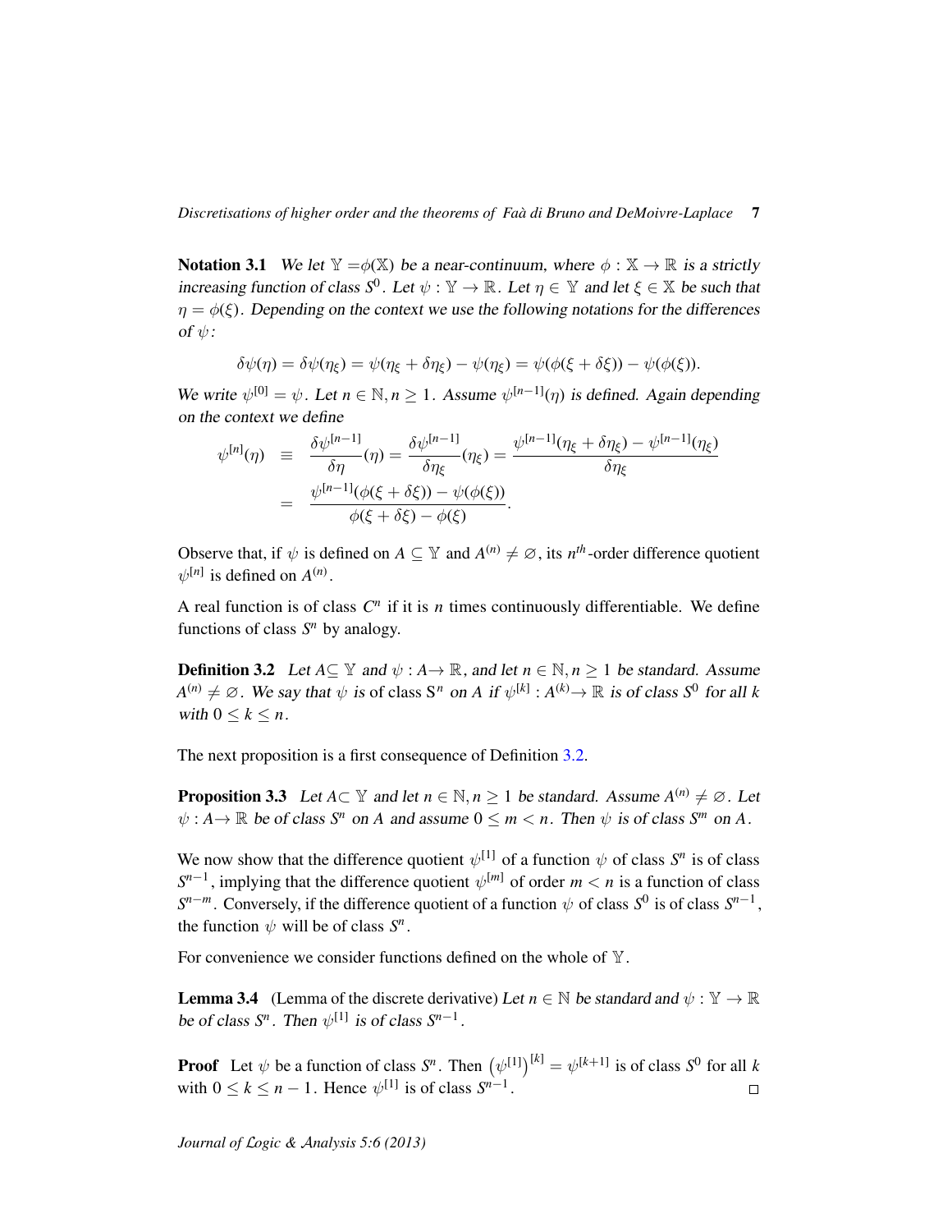**Notation 3.1** *We let $\mathbb{Y} = \phi(\mathbb{X})$ be a near-continuum, where $\phi : \mathbb{X} \to \mathbb{R}$ is a strictly increasing function of class $S^0$. Let $\psi : \mathbb{Y} \to \mathbb{R}$. Let $\eta \in \mathbb{Y}$ and let $\xi \in \mathbb{X}$ be such that $\eta = \phi(\xi)$. Depending on the context we use the following notations for the differences of $\psi$:*

$$\delta\psi(\eta) = \delta\psi(\eta_\xi) = \psi(\eta_\xi + \delta\eta_\xi) - \psi(\eta_\xi) = \psi(\phi(\xi + \delta\xi)) - \psi(\phi(\xi)).$$

*We write $\psi^{[0]} = \psi$. Let $n \in \mathbb{N}, n \geq 1$. Assume $\psi^{[n-1]}(\eta)$ is defined. Again depending on the context we define*

$$\begin{aligned}
\psi^{[n]}(\eta) &\equiv \frac{\delta\psi^{[n-1]}}{\delta\eta}(\eta) = \frac{\delta\psi^{[n-1]}}{\delta\eta_\xi}(\eta_\xi) = \frac{\psi^{[n-1]}(\eta_\xi + \delta\eta_\xi) - \psi^{[n-1]}(\eta_\xi)}{\delta\eta_\xi} \\
&= \frac{\psi^{[n-1]}(\phi(\xi + \delta\xi)) - \psi(\phi(\xi))}{\phi(\xi + \delta\xi) - \phi(\xi)}.
\end{aligned}$$

Observe that, if $\psi$ is defined on $A \subseteq \mathbb{Y}$ and $A^{(n)} \neq \varnothing$, its $n^{th}$-order difference quotient $\psi^{[n]}$ is defined on $A^{(n)}$.

A real function is of class $C^n$ if it is $n$ times continuously differentiable. We define functions of class $S^n$ by analogy.

**Definition 3.2** *Let $A \subseteq \mathbb{Y}$ and $\psi : A \to \mathbb{R}$, and let $n \in \mathbb{N}, n \geq 1$ be standard. Assume $A^{(n)} \neq \varnothing$. We say that $\psi$ is* of class $S^n$ *on $A$ if $\psi^{[k]} : A^{(k)} \to \mathbb{R}$ is of class $S^0$ for all $k$ with $0 \leq k \leq n$.*

The next proposition is a first consequence of Definition 3.2.

**Proposition 3.3** *Let $A \subset \mathbb{Y}$ and let $n \in \mathbb{N}, n \geq 1$ be standard. Assume $A^{(n)} \neq \varnothing$. Let $\psi : A \to \mathbb{R}$ be of class $S^n$ on $A$ and assume $0 \leq m < n$. Then $\psi$ is of class $S^m$ on $A$.*

We now show that the difference quotient $\psi^{[1]}$ of a function $\psi$ of class $S^n$ is of class $S^{n-1}$, implying that the difference quotient $\psi^{[m]}$ of order $m < n$ is a function of class $S^{n-m}$. Conversely, if the difference quotient of a function $\psi$ of class $S^0$ is of class $S^{n-1}$, the function $\psi$ will be of class $S^n$.

For convenience we consider functions defined on the whole of $\mathbb{Y}$.

**Lemma 3.4** (Lemma of the discrete derivative) *Let $n \in \mathbb{N}$ be standard and $\psi : \mathbb{Y} \to \mathbb{R}$ be of class $S^n$. Then $\psi^{[1]}$ is of class $S^{n-1}$.*

**Proof** Let $\psi$ be a function of class $S^n$. Then $\left(\psi^{[1]}\right)^{[k]} = \psi^{[k+1]}$ is of class $S^0$ for all $k$ with $0 \leq k \leq n-1$. Hence $\psi^{[1]}$ is of class $S^{n-1}$. □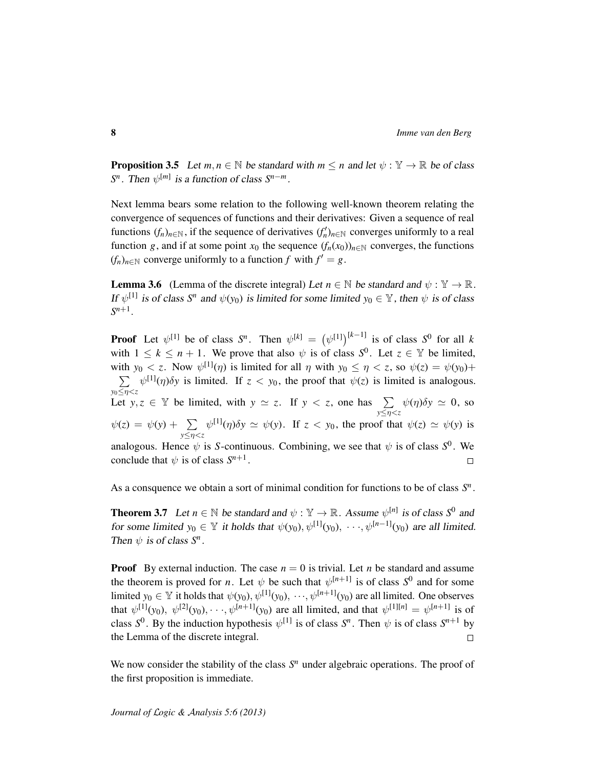**Proposition 3.5** *Let $m, n \in \mathbb{N}$ be standard with $m \leq n$ and let $\psi : \mathbb{Y} \to \mathbb{R}$ be of class $S^n$. Then $\psi^{[m]}$ is a function of class $S^{n-m}$.*

Next lemma bears some relation to the following well-known theorem relating the convergence of sequences of functions and their derivatives: Given a sequence of real functions $(f_n)_{n\in\mathbb{N}}$, if the sequence of derivatives $(f_n')_{n\in\mathbb{N}}$ converges uniformly to a real function $g$, and if at some point $x_0$ the sequence $(f_n(x_0))_{n\in\mathbb{N}}$ converges, the functions $(f_n)_{n\in\mathbb{N}}$ converge uniformly to a function $f$ with $f' = g$.

**Lemma 3.6** (Lemma of the discrete integral) *Let $n \in \mathbb{N}$ be standard and $\psi : \mathbb{Y} \to \mathbb{R}$. If $\psi^{[1]}$ is of class $S^n$ and $\psi(y_0)$ is limited for some limited $y_0 \in \mathbb{Y}$, then $\psi$ is of class $S^{n+1}$.*

**Proof** Let $\psi^{[1]}$ be of class $S^n$. Then $\psi^{[k]} = \left(\psi^{[1]}\right)^{[k-1]}$ is of class $S^0$ for all $k$ with $1 \leq k \leq n+1$. We prove that also $\psi$ is of class $S^0$. Let $z \in \mathbb{Y}$ be limited, with $y_0 < z$. Now $\psi^{[1]}(\eta)$ is limited for all $\eta$ with $y_0 \leq \eta < z$, so $\psi(z) = \psi(y_0) + \sum_{y_0 \leq \eta < z} \psi^{[1]}(\eta)\delta y$ is limited. If $z < y_0$, the proof that $\psi(z)$ is limited is analogous. Let $y, z \in \mathbb{Y}$ be limited, with $y \simeq z$. If $y < z$, one has $\sum_{y \leq \eta < z} \psi(\eta)\delta y \simeq 0$, so $\psi(z) = \psi(y) + \sum_{y \leq \eta < z} \psi^{[1]}(\eta)\delta y \simeq \psi(y)$. If $z < y_0$, the proof that $\psi(z) \simeq \psi(y)$ is analogous. Hence $\psi$ is $S$-continuous. Combining, we see that $\psi$ is of class $S^0$. We conclude that $\psi$ is of class $S^{n+1}$. $\square$

As a consquence we obtain a sort of minimal condition for functions to be of class $S^n$.

**Theorem 3.7** *Let $n \in \mathbb{N}$ be standard and $\psi : \mathbb{Y} \to \mathbb{R}$. Assume $\psi^{[n]}$ is of class $S^0$ and for some limited $y_0 \in \mathbb{Y}$ it holds that $\psi(y_0), \psi^{[1]}(y_0), \cdots, \psi^{[n-1]}(y_0)$ are all limited. Then $\psi$ is of class $S^n$.*

**Proof** By external induction. The case $n = 0$ is trivial. Let $n$ be standard and assume the theorem is proved for $n$. Let $\psi$ be such that $\psi^{[n+1]}$ is of class $S^0$ and for some limited $y_0 \in \mathbb{Y}$ it holds that $\psi(y_0), \psi^{[1]}(y_0), \cdots, \psi^{[n+1]}(y_0)$ are all limited. One observes that $\psi^{[1]}(y_0), \psi^{[2]}(y_0), \cdots, \psi^{[n+1]}(y_0)$ are all limited, and that $\psi^{[1][n]} = \psi^{[n+1]}$ is of class $S^0$. By the induction hypothesis $\psi^{[1]}$ is of class $S^n$. Then $\psi$ is of class $S^{n+1}$ by the Lemma of the discrete integral. $\square$

We now consider the stability of the class $S^n$ under algebraic operations. The proof of the first proposition is immediate.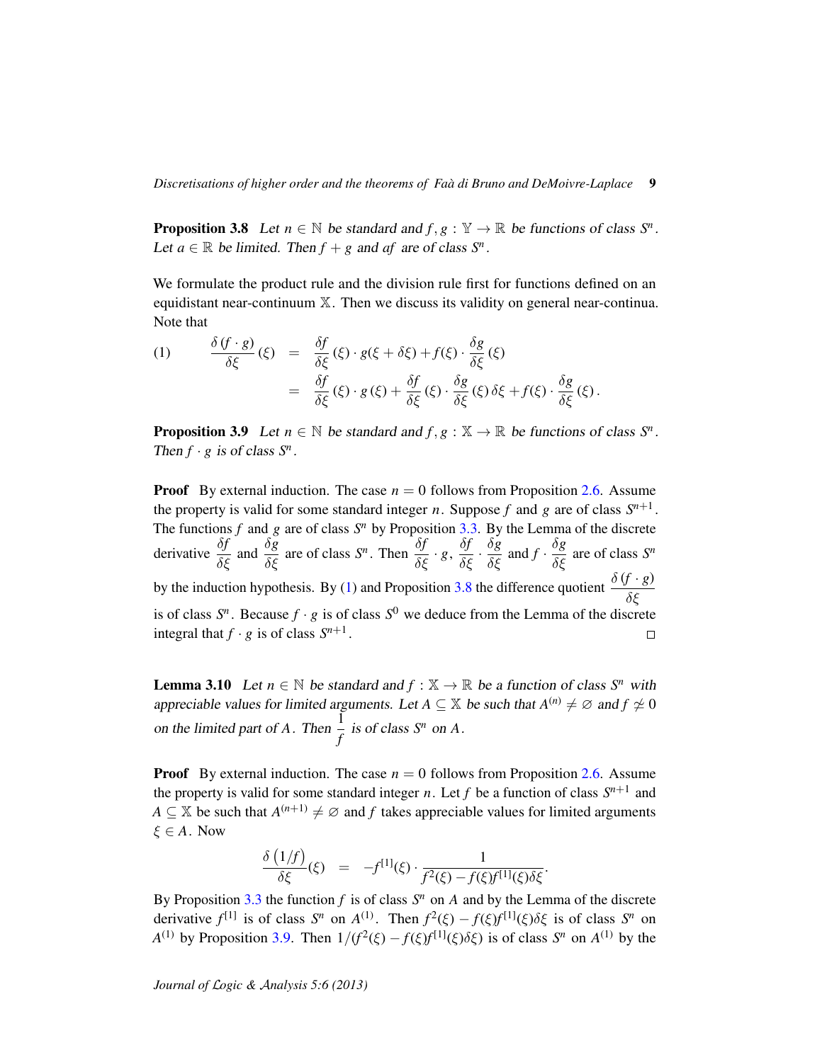**Proposition 3.8** *Let $n \in \mathbb{N}$ be standard and $f, g : \mathbb{Y} \to \mathbb{R}$ be functions of class $S^n$. Let $a \in \mathbb{R}$ be limited. Then $f + g$ and $af$ are of class $S^n$.*

We formulate the product rule and the division rule first for functions defined on an equidistant near-continuum $\mathbb{X}$. Then we discuss its validity on general near-continua. Note that

$$
(1) \qquad \begin{aligned}
\frac{\delta (f \cdot g)}{\delta \xi}(\xi) &= \frac{\delta f}{\delta \xi}(\xi) \cdot g(\xi + \delta\xi) + f(\xi) \cdot \frac{\delta g}{\delta \xi}(\xi) \\
&= \frac{\delta f}{\delta \xi}(\xi) \cdot g(\xi) + \frac{\delta f}{\delta \xi}(\xi) \cdot \frac{\delta g}{\delta \xi}(\xi)\,\delta\xi + f(\xi) \cdot \frac{\delta g}{\delta \xi}(\xi).
\end{aligned}
$$

**Proposition 3.9** *Let $n \in \mathbb{N}$ be standard and $f, g : \mathbb{X} \to \mathbb{R}$ be functions of class $S^n$. Then $f \cdot g$ is of class $S^n$.*

**Proof** By external induction. The case $n = 0$ follows from Proposition 2.6. Assume the property is valid for some standard integer $n$. Suppose $f$ and $g$ are of class $S^{n+1}$. The functions $f$ and $g$ are of class $S^n$ by Proposition 3.3. By the Lemma of the discrete derivative $\dfrac{\delta f}{\delta \xi}$ and $\dfrac{\delta g}{\delta \xi}$ are of class $S^n$. Then $\dfrac{\delta f}{\delta \xi} \cdot g$, $\dfrac{\delta f}{\delta \xi} \cdot \dfrac{\delta g}{\delta \xi}$ and $f \cdot \dfrac{\delta g}{\delta \xi}$ are of class $S^n$ by the induction hypothesis. By (1) and Proposition 3.8 the difference quotient $\dfrac{\delta (f \cdot g)}{\delta \xi}$ is of class $S^n$. Because $f \cdot g$ is of class $S^0$ we deduce from the Lemma of the discrete integral that $f \cdot g$ is of class $S^{n+1}$. □

**Lemma 3.10** *Let $n \in \mathbb{N}$ be standard and $f : \mathbb{X} \to \mathbb{R}$ be a function of class $S^n$ with appreciable values for limited arguments. Let $A \subseteq \mathbb{X}$ be such that $A^{(n)} \neq \varnothing$ and $f \not\simeq 0$ on the limited part of $A$. Then $\dfrac{1}{f}$ is of class $S^n$ on $A$.*

**Proof** By external induction. The case $n = 0$ follows from Proposition 2.6. Assume the property is valid for some standard integer $n$. Let $f$ be a function of class $S^{n+1}$ and $A \subseteq \mathbb{X}$ be such that $A^{(n+1)} \neq \varnothing$ and $f$ takes appreciable values for limited arguments $\xi \in A$. Now

$$
\frac{\delta \left(1/f\right)}{\delta \xi}(\xi) = -f^{[1]}(\xi) \cdot \frac{1}{f^2(\xi) - f(\xi) f^{[1]}(\xi)\delta\xi}.
$$

By Proposition 3.3 the function $f$ is of class $S^n$ on $A$ and by the Lemma of the discrete derivative $f^{[1]}$ is of class $S^n$ on $A^{(1)}$. Then $f^2(\xi) - f(\xi)f^{[1]}(\xi)\delta\xi$ is of class $S^n$ on $A^{(1)}$ by Proposition 3.9. Then $1/(f^2(\xi) - f(\xi)f^{[1]}(\xi)\delta\xi)$ is of class $S^n$ on $A^{(1)}$ by the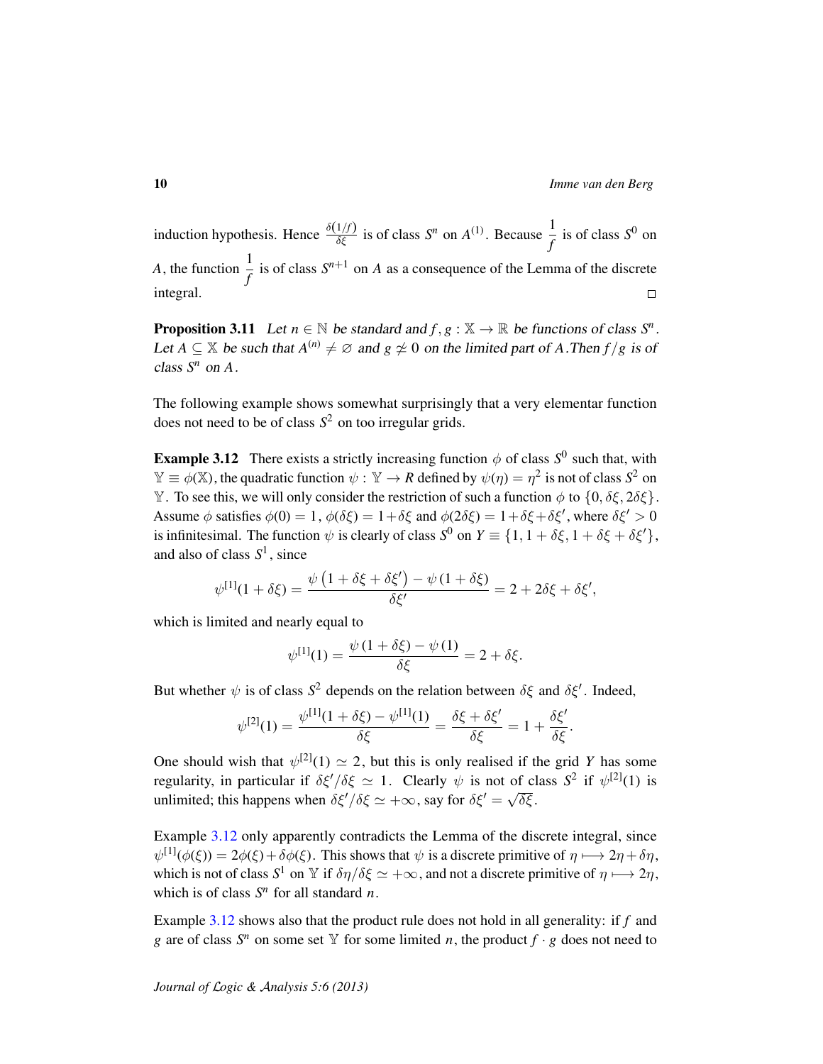induction hypothesis. Hence $\frac{\delta(1/f)}{\delta\xi}$ is of class $S^n$ on $A^{(1)}$. Because $\dfrac{1}{f}$ is of class $S^0$ on $A$, the function $\dfrac{1}{f}$ is of class $S^{n+1}$ on $A$ as a consequence of the Lemma of the discrete integral. $\square$

**Proposition 3.11** *Let $n \in \mathbb{N}$ be standard and $f, g : \mathbb{X} \to \mathbb{R}$ be functions of class $S^n$. Let $A \subseteq \mathbb{X}$ be such that $A^{(n)} \neq \varnothing$ and $g \not\simeq 0$ on the limited part of $A$. Then $f/g$ is of class $S^n$ on $A$.*

The following example shows somewhat surprisingly that a very elementar function does not need to be of class $S^2$ on too irregular grids.

**Example 3.12** There exists a strictly increasing function $\phi$ of class $S^0$ such that, with $\mathbb{Y} \equiv \phi(\mathbb{X})$, the quadratic function $\psi : \mathbb{Y} \to R$ defined by $\psi(\eta) = \eta^2$ is not of class $S^2$ on $\mathbb{Y}$. To see this, we will only consider the restriction of such a function $\phi$ to $\{0, \delta\xi, 2\delta\xi\}$. Assume $\phi$ satisfies $\phi(0) = 1$, $\phi(\delta\xi) = 1 + \delta\xi$ and $\phi(2\delta\xi) = 1 + \delta\xi + \delta\xi'$, where $\delta\xi' > 0$ is infinitesimal. The function $\psi$ is clearly of class $S^0$ on $Y \equiv \{1, 1 + \delta\xi, 1 + \delta\xi + \delta\xi'\}$, and also of class $S^1$, since

$$\psi^{[1]}(1 + \delta\xi) = \frac{\psi\left(1 + \delta\xi + \delta\xi'\right) - \psi\left(1 + \delta\xi\right)}{\delta\xi'} = 2 + 2\delta\xi + \delta\xi',$$

which is limited and nearly equal to

$$\psi^{[1]}(1) = \frac{\psi\left(1 + \delta\xi\right) - \psi\left(1\right)}{\delta\xi} = 2 + \delta\xi.$$

But whether $\psi$ is of class $S^2$ depends on the relation between $\delta\xi$ and $\delta\xi'$. Indeed,

$$\psi^{[2]}(1) = \frac{\psi^{[1]}(1 + \delta\xi) - \psi^{[1]}(1)}{\delta\xi} = \frac{\delta\xi + \delta\xi'}{\delta\xi} = 1 + \frac{\delta\xi'}{\delta\xi}.$$

One should wish that $\psi^{[2]}(1) \simeq 2$, but this is only realised if the grid $Y$ has some regularity, in particular if $\delta\xi'/\delta\xi \simeq 1$. Clearly $\psi$ is not of class $S^2$ if $\psi^{[2]}(1)$ is unlimited; this happens when $\delta\xi'/\delta\xi \simeq +\infty$, say for $\delta\xi' = \sqrt{\delta\xi}$.

Example 3.12 only apparently contradicts the Lemma of the discrete integral, since $\psi^{[1]}(\phi(\xi)) = 2\phi(\xi) + \delta\phi(\xi)$. This shows that $\psi$ is a discrete primitive of $\eta \longmapsto 2\eta + \delta\eta$, which is not of class $S^1$ on $\mathbb{Y}$ if $\delta\eta/\delta\xi \simeq +\infty$, and not a discrete primitive of $\eta \longmapsto 2\eta$, which is of class $S^n$ for all standard $n$.

Example 3.12 shows also that the product rule does not hold in all generality: if $f$ and $g$ are of class $S^n$ on some set $\mathbb{Y}$ for some limited $n$, the product $f \cdot g$ does not need to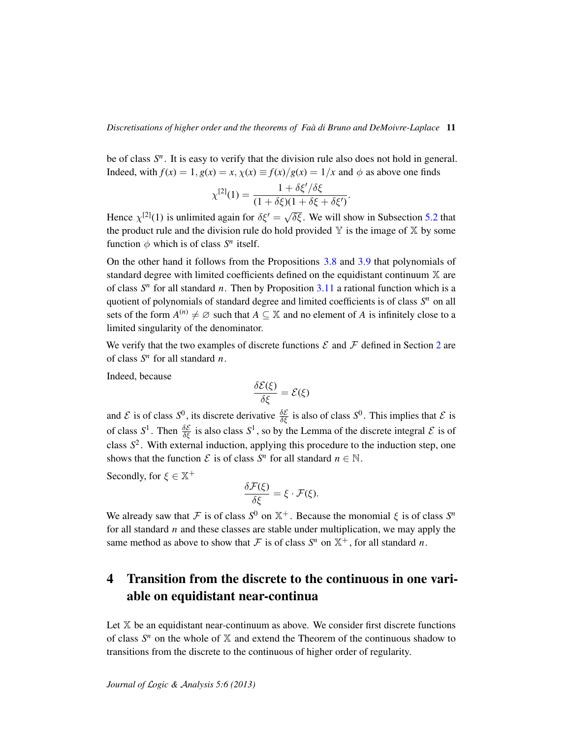be of class $S^n$. It is easy to verify that the division rule also does not hold in general. Indeed, with $f(x) = 1$, $g(x) = x$, $\chi(x) \equiv f(x)/g(x) = 1/x$ and $\phi$ as above one finds

$$\chi^{[2]}(1) = \frac{1 + \delta\xi'/\delta\xi}{(1 + \delta\xi)(1 + \delta\xi + \delta\xi')}.$$

Hence $\chi^{[2]}(1)$ is unlimited again for $\delta\xi' = \sqrt{\delta\xi}$. We will show in Subsection 5.2 that the product rule and the division rule do hold provided $\mathbb{Y}$ is the image of $\mathbb{X}$ by some function $\phi$ which is of class $S^n$ itself.

On the other hand it follows from the Propositions 3.8 and 3.9 that polynomials of standard degree with limited coefficients defined on the equidistant continuum $\mathbb{X}$ are of class $S^n$ for all standard $n$. Then by Proposition 3.11 a rational function which is a quotient of polynomials of standard degree and limited coefficients is of class $S^n$ on all sets of the form $A^{(n)} \neq \varnothing$ such that $A \subseteq \mathbb{X}$ and no element of $A$ is infinitely close to a limited singularity of the denominator.

We verify that the two examples of discrete functions $\mathcal{E}$ and $\mathcal{F}$ defined in Section 2 are of class $S^n$ for all standard $n$.

Indeed, because

$$\frac{\delta\mathcal{E}(\xi)}{\delta\xi} = \mathcal{E}(\xi)$$

and $\mathcal{E}$ is of class $S^0$, its discrete derivative $\frac{\delta\mathcal{E}}{\delta\xi}$ is also of class $S^0$. This implies that $\mathcal{E}$ is of class $S^1$. Then $\frac{\delta\mathcal{E}}{\delta\xi}$ is also class $S^1$, so by the Lemma of the discrete integral $\mathcal{E}$ is of class $S^2$. With external induction, applying this procedure to the induction step, one shows that the function $\mathcal{E}$ is of class $S^n$ for all standard $n \in \mathbb{N}$.

Secondly, for $\xi \in \mathbb{X}^+$

$$\frac{\delta\mathcal{F}(\xi)}{\delta\xi} = \xi \cdot \mathcal{F}(\xi).$$

We already saw that $\mathcal{F}$ is of class $S^0$ on $\mathbb{X}^+$. Because the monomial $\xi$ is of class $S^n$ for all standard $n$ and these classes are stable under multiplication, we may apply the same method as above to show that $\mathcal{F}$ is of class $S^n$ on $\mathbb{X}^+$, for all standard $n$.

# 4 Transition from the discrete to the continuous in one variable on equidistant near-continua

Let $\mathbb{X}$ be an equidistant near-continuum as above. We consider first discrete functions of class $S^n$ on the whole of $\mathbb{X}$ and extend the Theorem of the continuous shadow to transitions from the discrete to the continuous of higher order of regularity.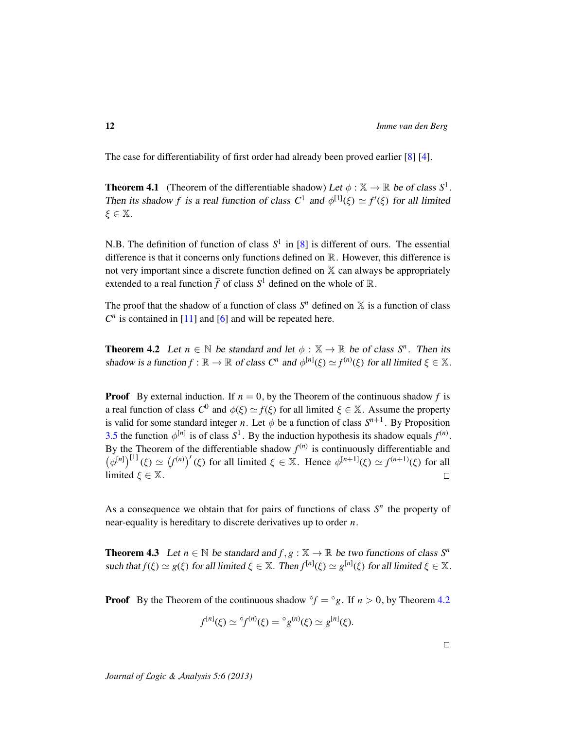The case for differentiability of first order had already been proved earlier [8] [4].

**Theorem 4.1** (Theorem of the differentiable shadow) *Let $\phi : \mathbb{X} \to \mathbb{R}$ be of class $S^1$. Then its shadow $f$ is a real function of class $C^1$ and $\phi^{[1]}(\xi) \simeq f'(\xi)$ for all limited $\xi \in \mathbb{X}$.*

N.B. The definition of function of class $S^1$ in [8] is different of ours. The essential difference is that it concerns only functions defined on $\mathbb{R}$. However, this difference is not very important since a discrete function defined on $\mathbb{X}$ can always be appropriately extended to a real function $\overline{f}$ of class $S^1$ defined on the whole of $\mathbb{R}$.

The proof that the shadow of a function of class $S^n$ defined on $\mathbb{X}$ is a function of class $C^n$ is contained in [11] and [6] and will be repeated here.

**Theorem 4.2** *Let $n \in \mathbb{N}$ be standard and let $\phi : \mathbb{X} \to \mathbb{R}$ be of class $S^n$. Then its shadow is a function $f : \mathbb{R} \to \mathbb{R}$ of class $C^n$ and $\phi^{[n]}(\xi) \simeq f^{(n)}(\xi)$ for all limited $\xi \in \mathbb{X}$.*

**Proof** By external induction. If $n = 0$, by the Theorem of the continuous shadow $f$ is a real function of class $C^0$ and $\phi(\xi) \simeq f(\xi)$ for all limited $\xi \in \mathbb{X}$. Assume the property is valid for some standard integer $n$. Let $\phi$ be a function of class $S^{n+1}$. By Proposition 3.5 the function $\phi^{[n]}$ is of class $S^1$. By the induction hypothesis its shadow equals $f^{(n)}$. By the Theorem of the differentiable shadow $f^{(n)}$ is continuously differentiable and $\left(\phi^{[n]}\right)^{[1]}(\xi) \simeq \left(f^{(n)}\right)'(\xi)$ for all limited $\xi \in \mathbb{X}$. Hence $\phi^{[n+1]}(\xi) \simeq f^{(n+1)}(\xi)$ for all limited $\xi \in \mathbb{X}$. □

As a consequence we obtain that for pairs of functions of class $S^n$ the property of near-equality is hereditary to discrete derivatives up to order $n$.

**Theorem 4.3** *Let $n \in \mathbb{N}$ be standard and $f, g : \mathbb{X} \to \mathbb{R}$ be two functions of class $S^n$ such that $f(\xi) \simeq g(\xi)$ for all limited $\xi \in \mathbb{X}$. Then $f^{[n]}(\xi) \simeq g^{[n]}(\xi)$ for all limited $\xi \in \mathbb{X}$.*

**Proof** By the Theorem of the continuous shadow ${}^\circ f = {}^\circ g$. If $n > 0$, by Theorem 4.2

$$f^{[n]}(\xi) \simeq {}^\circ f^{(n)}(\xi) = {}^\circ g^{(n)}(\xi) \simeq g^{[n]}(\xi).$$

□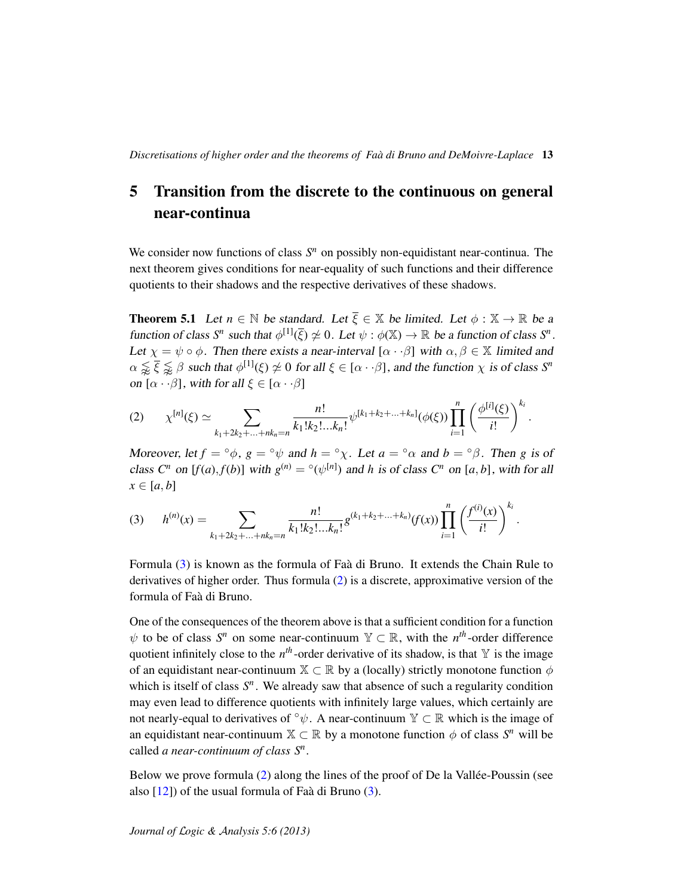## 5 Transition from the discrete to the continuous on general near-continua

We consider now functions of class $S^n$ on possibly non-equidistant near-continua. The next theorem gives conditions for near-equality of such functions and their difference quotients to their shadows and the respective derivatives of these shadows.

**Theorem 5.1** *Let $n \in \mathbb{N}$ be standard. Let $\overline{\xi} \in \mathbb{X}$ be limited. Let $\phi : \mathbb{X} \to \mathbb{R}$ be a function of class $S^n$ such that $\phi^{[1]}(\overline{\xi}) \not\simeq 0$. Let $\psi : \phi(\mathbb{X}) \to \mathbb{R}$ be a function of class $S^n$. Let $\chi = \psi \circ \phi$. Then there exists a near-interval $[\alpha \cdot\cdot \beta]$ with $\alpha, \beta \in \mathbb{X}$ limited and $\alpha \lessapprox \overline{\xi} \lessapprox \beta$ such that $\phi^{[1]}(\xi) \not\simeq 0$ for all $\xi \in [\alpha \cdot\cdot \beta]$, and the function $\chi$ is of class $S^n$ on $[\alpha \cdot\cdot \beta]$, with for all $\xi \in [\alpha \cdot\cdot \beta]$*

$$(2) \qquad \chi^{[n]}(\xi) \simeq \sum_{k_1+2k_2+\ldots+nk_n=n} \frac{n!}{k_1!k_2!\ldots k_n!} \psi^{[k_1+k_2+\ldots+k_n]}(\phi(\xi)) \prod_{i=1}^{n} \left( \frac{\phi^{[i]}(\xi)}{i!} \right)^{k_i}.$$

*Moreover, let $f = {}^{\circ}\phi$, $g = {}^{\circ}\psi$ and $h = {}^{\circ}\chi$. Let $a = {}^{\circ}\alpha$ and $b = {}^{\circ}\beta$. Then $g$ is of class $C^n$ on $[f(a), f(b)]$ with $g^{(n)} = {}^{\circ}(\psi^{[n]})$ and $h$ is of class $C^n$ on $[a, b]$, with for all $x \in [a, b]$*

$$(3) \qquad h^{(n)}(x) = \sum_{k_1+2k_2+\ldots+nk_n=n} \frac{n!}{k_1!k_2!\ldots k_n!} g^{(k_1+k_2+\ldots+k_n)}(f(x)) \prod_{i=1}^{n} \left( \frac{f^{(i)}(x)}{i!} \right)^{k_i}.$$

Formula (3) is known as the formula of Faà di Bruno. It extends the Chain Rule to derivatives of higher order. Thus formula (2) is a discrete, approximative version of the formula of Faà di Bruno.

One of the consequences of the theorem above is that a sufficient condition for a function $\psi$ to be of class $S^n$ on some near-continuum $\mathbb{Y} \subset \mathbb{R}$, with the $n^{th}$-order difference quotient infinitely close to the $n^{th}$-order derivative of its shadow, is that $\mathbb{Y}$ is the image of an equidistant near-continuum $\mathbb{X} \subset \mathbb{R}$ by a (locally) strictly monotone function $\phi$ which is itself of class $S^n$. We already saw that absence of such a regularity condition may even lead to difference quotients with infinitely large values, which certainly are not nearly-equal to derivatives of ${}^{\circ}\psi$. A near-continuum $\mathbb{Y} \subset \mathbb{R}$ which is the image of an equidistant near-continuum $\mathbb{X} \subset \mathbb{R}$ by a monotone function $\phi$ of class $S^n$ will be called *a near-continuum of class $S^n$*.

Below we prove formula (2) along the lines of the proof of De la Vallée-Poussin (see also [12]) of the usual formula of Faà di Bruno (3).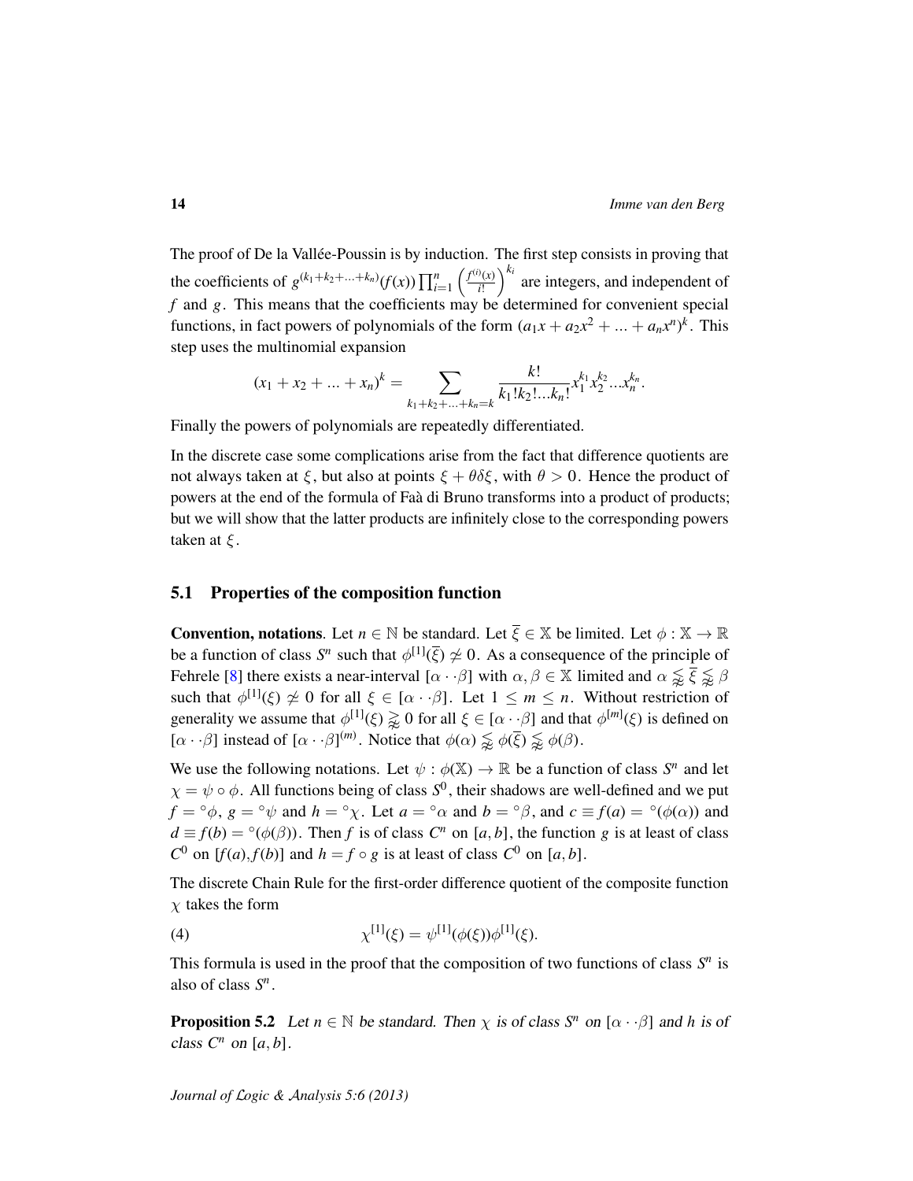The proof of De la Vallée-Poussin is by induction. The first step consists in proving that the coefficients of $g^{(k_1+k_2+...+k_n)}(f(x))\prod_{i=1}^{n}\left(\frac{f^{(i)}(x)}{i!}\right)^{k_i}$ are integers, and independent of $f$ and $g$. This means that the coefficients may be determined for convenient special functions, in fact powers of polynomials of the form $(a_1x+a_2x^2+...+a_nx^n)^k$. This step uses the multinomial expansion

$$(x_1+x_2+...+x_n)^k = \sum_{k_1+k_2+...+k_n=k} \frac{k!}{k_1!k_2!...k_n!} x_1^{k_1}x_2^{k_2}...x_n^{k_n}.$$

Finally the powers of polynomials are repeatedly differentiated.

In the discrete case some complications arise from the fact that difference quotients are not always taken at $\xi$, but also at points $\xi+\theta\delta\xi$, with $\theta>0$. Hence the product of powers at the end of the formula of Faà di Bruno transforms into a product of products; but we will show that the latter products are infinitely close to the corresponding powers taken at $\xi$.

## 5.1 Properties of the composition function

**Convention, notations**. Let $n\in\mathbb{N}$ be standard. Let $\overline{\xi}\in\mathbb{X}$ be limited. Let $\phi:\mathbb{X}\to\mathbb{R}$ be a function of class $S^n$ such that $\phi^{[1]}(\overline{\xi})\not\simeq 0$. As a consequence of the principle of Fehrele [8] there exists a near-interval $[\alpha\cdot\cdot\beta]$ with $\alpha,\beta\in\mathbb{X}$ limited and $\alpha\lessapprox\overline{\xi}\lessapprox\beta$ such that $\phi^{[1]}(\xi)\not\simeq 0$ for all $\xi\in[\alpha\cdot\cdot\beta]$. Let $1\leq m\leq n$. Without restriction of generality we assume that $\phi^{[1]}(\xi)\gtrapprox 0$ for all $\xi\in[\alpha\cdot\cdot\beta]$ and that $\phi^{[m]}(\xi)$ is defined on $[\alpha\cdot\cdot\beta]$ instead of $[\alpha\cdot\cdot\beta]^{(m)}$. Notice that $\phi(\alpha)\lessapprox\phi(\overline{\xi})\lessapprox\phi(\beta)$.

We use the following notations. Let $\psi:\phi(\mathbb{X})\to\mathbb{R}$ be a function of class $S^n$ and let $\chi=\psi\circ\phi$. All functions being of class $S^0$, their shadows are well-defined and we put $f={}^\circ\phi$, $g={}^\circ\psi$ and $h={}^\circ\chi$. Let $a={}^\circ\alpha$ and $b={}^\circ\beta$, and $c\equiv f(a)={}^\circ(\phi(\alpha))$ and $d\equiv f(b)={}^\circ(\phi(\beta))$. Then $f$ is of class $C^n$ on $[a,b]$, the function $g$ is at least of class $C^0$ on $[f(a),f(b)]$ and $h=f\circ g$ is at least of class $C^0$ on $[a,b]$.

The discrete Chain Rule for the first-order difference quotient of the composite function $\chi$ takes the form

$$\chi^{[1]}(\xi)=\psi^{[1]}(\phi(\xi))\phi^{[1]}(\xi). \tag{4}$$

This formula is used in the proof that the composition of two functions of class $S^n$ is also of class $S^n$.

**Proposition 5.2** *Let $n\in\mathbb{N}$ be standard. Then $\chi$ is of class $S^n$ on $[\alpha\cdot\cdot\beta]$ and $h$ is of class $C^n$ on $[a,b]$.*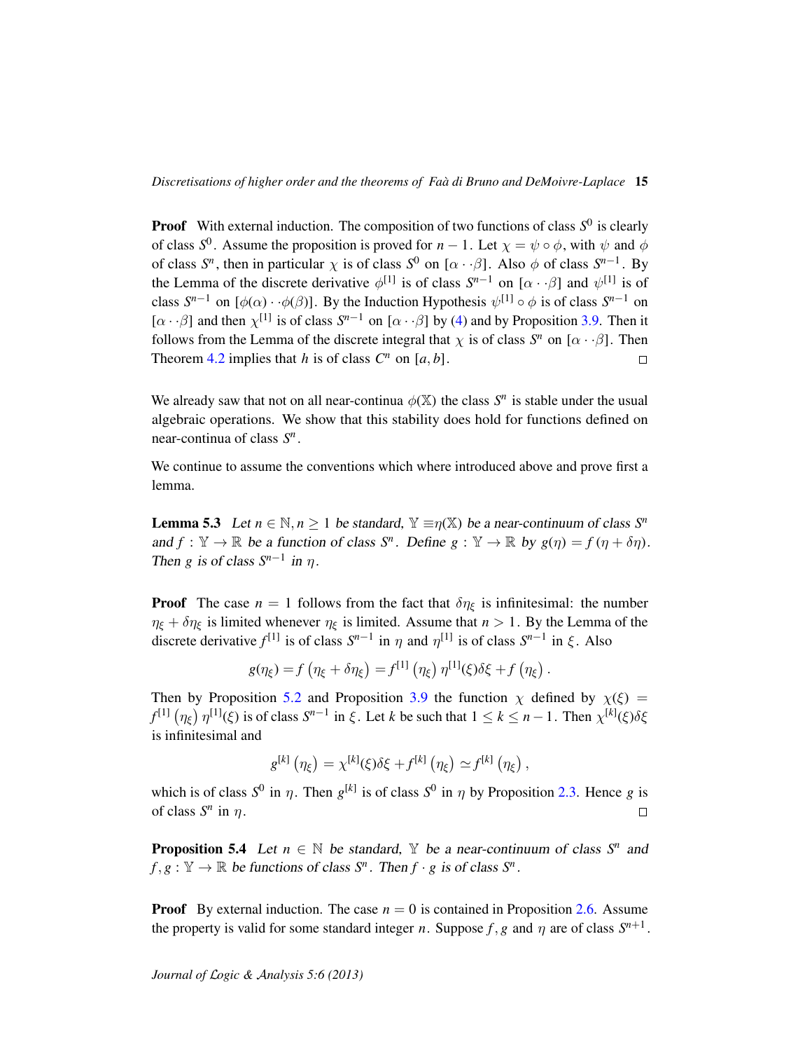**Proof** With external induction. The composition of two functions of class $S^0$ is clearly of class $S^0$. Assume the proposition is proved for $n-1$. Let $\chi = \psi \circ \phi$, with $\psi$ and $\phi$ of class $S^n$, then in particular $\chi$ is of class $S^0$ on $[\alpha \cdot\cdot \beta]$. Also $\phi$ of class $S^{n-1}$. By the Lemma of the discrete derivative $\phi^{[1]}$ is of class $S^{n-1}$ on $[\alpha \cdot\cdot \beta]$ and $\psi^{[1]}$ is of class $S^{n-1}$ on $[\phi(\alpha) \cdot\cdot \phi(\beta)]$. By the Induction Hypothesis $\psi^{[1]} \circ \phi$ is of class $S^{n-1}$ on $[\alpha \cdot\cdot \beta]$ and then $\chi^{[1]}$ is of class $S^{n-1}$ on $[\alpha \cdot\cdot \beta]$ by (4) and by Proposition 3.9. Then it follows from the Lemma of the discrete integral that $\chi$ is of class $S^n$ on $[\alpha \cdot\cdot \beta]$. Then Theorem 4.2 implies that $h$ is of class $C^n$ on $[a, b]$. $\square$

We already saw that not on all near-continua $\phi(\mathbb{X})$ the class $S^n$ is stable under the usual algebraic operations. We show that this stability does hold for functions defined on near-continua of class $S^n$.

We continue to assume the conventions which where introduced above and prove first a lemma.

**Lemma 5.3** *Let $n \in \mathbb{N}, n \geq 1$ be standard, $\mathbb{Y} \equiv \eta(\mathbb{X})$ be a near-continuum of class $S^n$ and $f : \mathbb{Y} \to \mathbb{R}$ be a function of class $S^n$. Define $g : \mathbb{Y} \to \mathbb{R}$ by $g(\eta) = f(\eta + \delta\eta)$. Then $g$ is of class $S^{n-1}$ in $\eta$.*

**Proof** The case $n = 1$ follows from the fact that $\delta\eta_\xi$ is infinitesimal: the number $\eta_\xi + \delta\eta_\xi$ is limited whenever $\eta_\xi$ is limited. Assume that $n > 1$. By the Lemma of the discrete derivative $f^{[1]}$ is of class $S^{n-1}$ in $\eta$ and $\eta^{[1]}$ is of class $S^{n-1}$ in $\xi$. Also

$$g(\eta_\xi) = f\left(\eta_\xi + \delta\eta_\xi\right) = f^{[1]}\left(\eta_\xi\right)\eta^{[1]}(\xi)\delta\xi + f\left(\eta_\xi\right).$$

Then by Proposition 5.2 and Proposition 3.9 the function $\chi$ defined by $\chi(\xi) = f^{[1]}\left(\eta_\xi\right)\eta^{[1]}(\xi)$ is of class $S^{n-1}$ in $\xi$. Let $k$ be such that $1 \leq k \leq n-1$. Then $\chi^{[k]}(\xi)\delta\xi$ is infinitesimal and

$$g^{[k]}\left(\eta_\xi\right) = \chi^{[k]}(\xi)\delta\xi + f^{[k]}\left(\eta_\xi\right) \simeq f^{[k]}\left(\eta_\xi\right),$$

which is of class $S^0$ in $\eta$. Then $g^{[k]}$ is of class $S^0$ in $\eta$ by Proposition 2.3. Hence $g$ is of class $S^n$ in $\eta$. $\square$

**Proposition 5.4** *Let $n \in \mathbb{N}$ be standard, $\mathbb{Y}$ be a near-continuum of class $S^n$ and $f, g : \mathbb{Y} \to \mathbb{R}$ be functions of class $S^n$. Then $f \cdot g$ is of class $S^n$.*

**Proof** By external induction. The case $n = 0$ is contained in Proposition 2.6. Assume the property is valid for some standard integer $n$. Suppose $f, g$ and $\eta$ are of class $S^{n+1}$.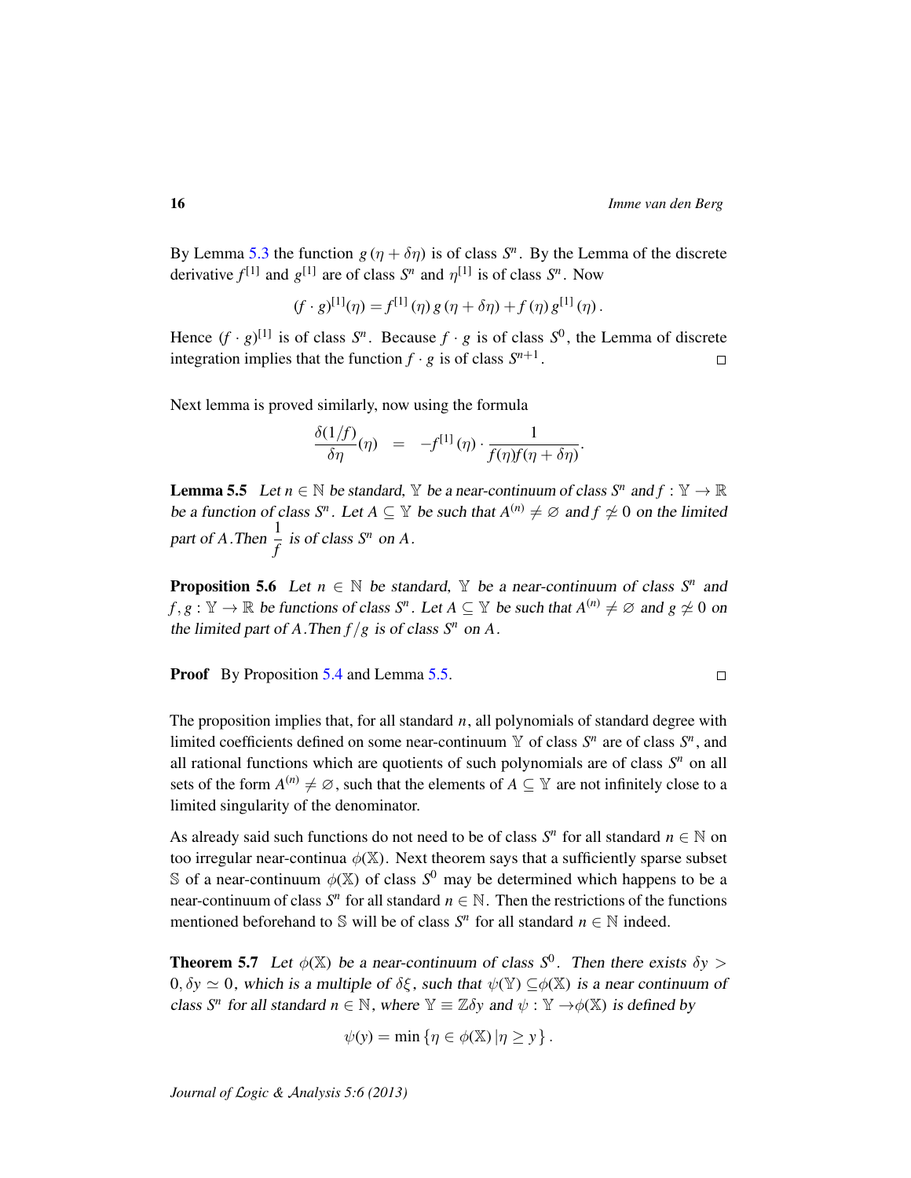By Lemma 5.3 the function $g(\eta + \delta\eta)$ is of class $S^n$. By the Lemma of the discrete derivative $f^{[1]}$ and $g^{[1]}$ are of class $S^n$ and $\eta^{[1]}$ is of class $S^n$. Now

$$(f \cdot g)^{[1]}(\eta) = f^{[1]}(\eta)\, g(\eta + \delta\eta) + f(\eta)\, g^{[1]}(\eta).$$

Hence $(f \cdot g)^{[1]}$ is of class $S^n$. Because $f \cdot g$ is of class $S^0$, the Lemma of discrete integration implies that the function $f \cdot g$ is of class $S^{n+1}$. □

Next lemma is proved similarly, now using the formula

$$\frac{\delta(1/f)}{\delta\eta}(\eta) \quad = \quad -f^{[1]}(\eta) \cdot \frac{1}{f(\eta)f(\eta + \delta\eta)}.$$

**Lemma 5.5** *Let $n \in \mathbb{N}$ be standard, $\mathbb{Y}$ be a near-continuum of class $S^n$ and $f : \mathbb{Y} \to \mathbb{R}$ be a function of class $S^n$. Let $A \subseteq \mathbb{Y}$ be such that $A^{(n)} \neq \varnothing$ and $f \not\simeq 0$ on the limited part of $A$. Then $\dfrac{1}{f}$ is of class $S^n$ on $A$.*

**Proposition 5.6** *Let $n \in \mathbb{N}$ be standard, $\mathbb{Y}$ be a near-continuum of class $S^n$ and $f, g : \mathbb{Y} \to \mathbb{R}$ be functions of class $S^n$. Let $A \subseteq \mathbb{Y}$ be such that $A^{(n)} \neq \varnothing$ and $g \not\simeq 0$ on the limited part of $A$. Then $f/g$ is of class $S^n$ on $A$.*

**Proof** By Proposition 5.4 and Lemma 5.5. □

The proposition implies that, for all standard $n$, all polynomials of standard degree with limited coefficients defined on some near-continuum $\mathbb{Y}$ of class $S^n$ are of class $S^n$, and all rational functions which are quotients of such polynomials are of class $S^n$ on all sets of the form $A^{(n)} \neq \varnothing$, such that the elements of $A \subseteq \mathbb{Y}$ are not infinitely close to a limited singularity of the denominator.

As already said such functions do not need to be of class $S^n$ for all standard $n \in \mathbb{N}$ on too irregular near-continua $\phi(\mathbb{X})$. Next theorem says that a sufficiently sparse subset $\mathbb{S}$ of a near-continuum $\phi(\mathbb{X})$ of class $S^0$ may be determined which happens to be a near-continuum of class $S^n$ for all standard $n \in \mathbb{N}$. Then the restrictions of the functions mentioned beforehand to $\mathbb{S}$ will be of class $S^n$ for all standard $n \in \mathbb{N}$ indeed.

**Theorem 5.7** *Let $\phi(\mathbb{X})$ be a near-continuum of class $S^0$. Then there exists $\delta y > 0, \delta y \simeq 0$, which is a multiple of $\delta\xi$, such that $\psi(\mathbb{Y}) \subseteq \phi(\mathbb{X})$ is a near continuum of class $S^n$ for all standard $n \in \mathbb{N}$, where $\mathbb{Y} \equiv \mathbb{Z}\delta y$ and $\psi : \mathbb{Y} \to \phi(\mathbb{X})$ is defined by*

$$\psi(y) = \min\{\eta \in \phi(\mathbb{X}) \,|\, \eta \geq y\}.$$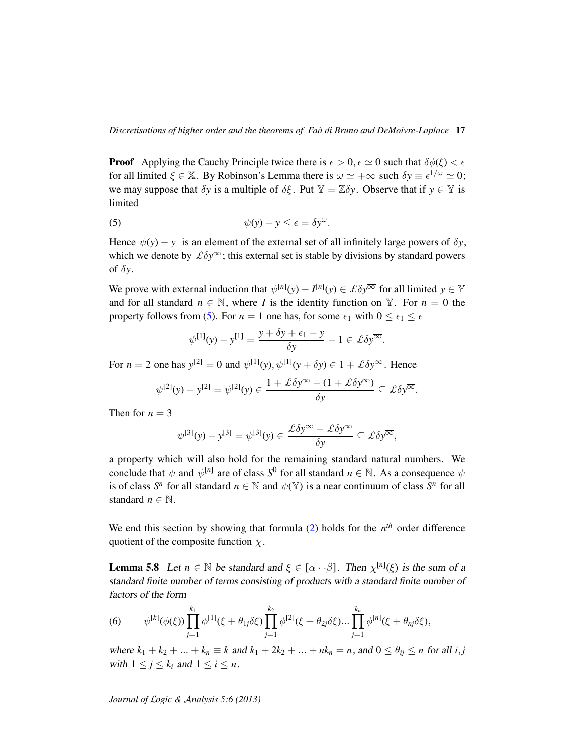**Proof** Applying the Cauchy Principle twice there is $\epsilon > 0, \epsilon \simeq 0$ such that $\delta\phi(\xi) < \epsilon$ for all limited $\xi \in \mathbb{X}$. By Robinson's Lemma there is $\omega \simeq +\infty$ such $\delta y \equiv \epsilon^{1/\omega} \simeq 0$; we may suppose that $\delta y$ is a multiple of $\delta\xi$. Put $\mathbb{Y} = \mathbb{Z}\delta y$. Observe that if $y \in \mathbb{Y}$ is limited

$$\psi(y) - y \leq \epsilon = \delta y^{\omega}. \tag{5}$$

Hence $\psi(y) - y$ is an element of the external set of all infinitely large powers of $\delta y$, which we denote by $\pounds\delta y^{\overline{\infty}}$; this external set is stable by divisions by standard powers of $\delta y$.

We prove with external induction that $\psi^{[n]}(y) - I^{[n]}(y) \in \pounds\delta y^{\overline{\infty}}$ for all limited $y \in \mathbb{Y}$ and for all standard $n \in \mathbb{N}$, where $I$ is the identity function on $\mathbb{Y}$. For $n = 0$ the property follows from (5). For $n = 1$ one has, for some $\epsilon_1$ with $0 \leq \epsilon_1 \leq \epsilon$

$$\psi^{[1]}(y) - y^{[1]} = \frac{y + \delta y + \epsilon_1 - y}{\delta y} - 1 \in \pounds\delta y^{\overline{\infty}}.$$

For $n = 2$ one has $y^{[2]} = 0$ and $\psi^{[1]}(y), \psi^{[1]}(y + \delta y) \in 1 + \pounds\delta y^{\overline{\infty}}$. Hence

$$\psi^{[2]}(y) - y^{[2]} = \psi^{[2]}(y) \in \frac{1 + \pounds\delta y^{\overline{\infty}} - (1 + \pounds\delta y^{\overline{\infty}})}{\delta y} \subseteq \pounds\delta y^{\overline{\infty}}.$$

Then for $n = 3$

$$\psi^{[3]}(y) - y^{[3]} = \psi^{[3]}(y) \in \frac{\pounds\delta y^{\overline{\infty}} - \pounds\delta y^{\overline{\infty}}}{\delta y} \subseteq \pounds\delta y^{\overline{\infty}},$$

a property which will also hold for the remaining standard natural numbers. We conclude that $\psi$ and $\psi^{[n]}$ are of class $S^0$ for all standard $n \in \mathbb{N}$. As a consequence $\psi$ is of class $S^n$ for all standard $n \in \mathbb{N}$ and $\psi(\mathbb{Y})$ is a near continuum of class $S^n$ for all standard $n \in \mathbb{N}$. □

We end this section by showing that formula (2) holds for the $n^{th}$ order difference quotient of the composite function $\chi$.

**Lemma 5.8** *Let $n \in \mathbb{N}$ be standard and $\xi \in [\alpha \cdot\cdot \beta]$. Then $\chi^{[n]}(\xi)$ is the sum of a standard finite number of terms consisting of products with a standard finite number of factors of the form*

$$\psi^{[k]}(\phi(\xi)) \prod_{j=1}^{k_1} \phi^{[1]}(\xi + \theta_{1j}\delta\xi) \prod_{j=1}^{k_2} \phi^{[2]}(\xi + \theta_{2j}\delta\xi) ... \prod_{j=1}^{k_n} \phi^{[n]}(\xi + \theta_{nj}\delta\xi), \tag{6}$$

*where $k_1 + k_2 + ... + k_n \equiv k$ and $k_1 + 2k_2 + ... + nk_n = n$, and $0 \leq \theta_{ij} \leq n$ for all $i, j$ with $1 \leq j \leq k_i$ and $1 \leq i \leq n$.*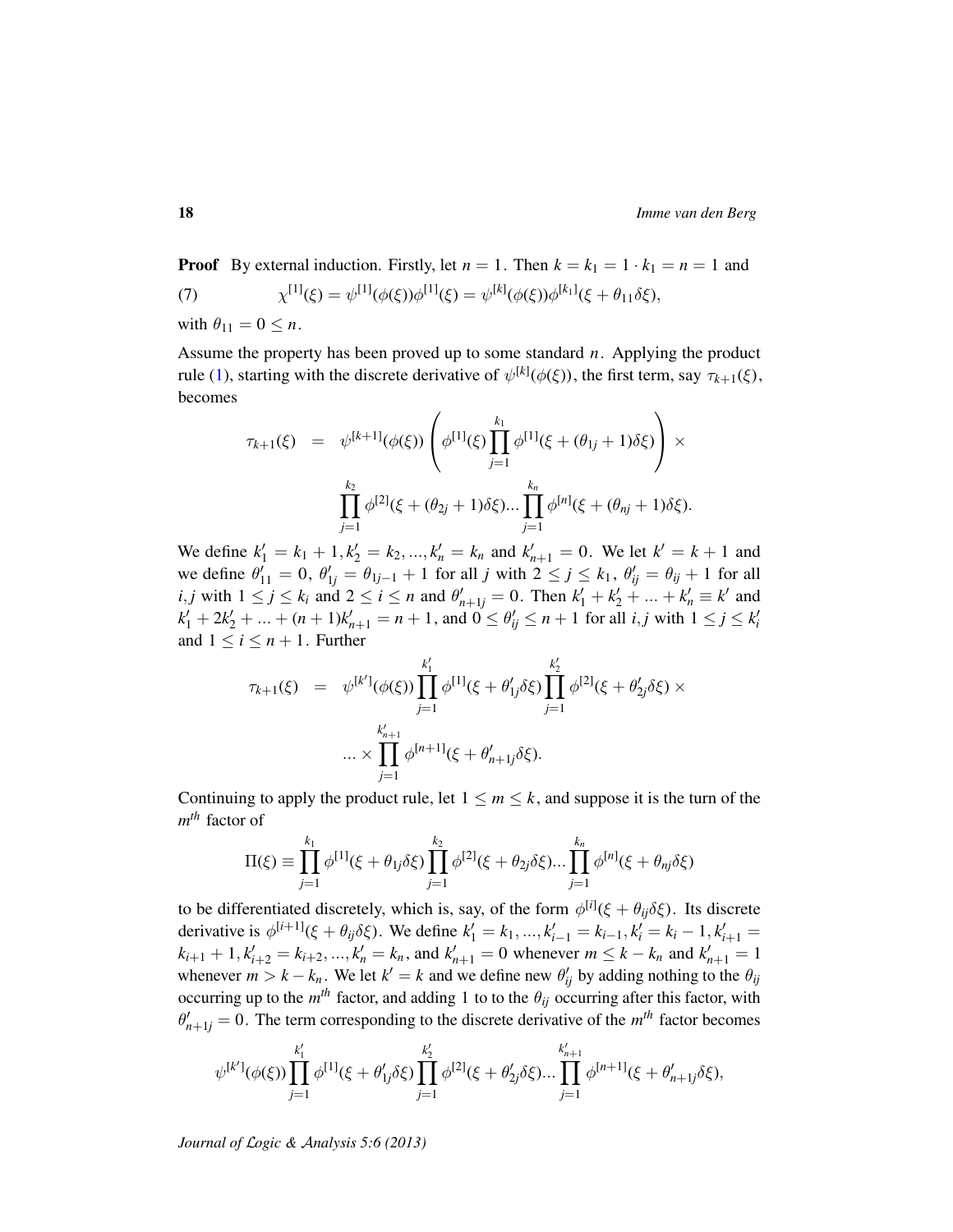**Proof** By external induction. Firstly, let $n = 1$. Then $k = k_1 = 1 \cdot k_1 = n = 1$ and

$$\chi^{[1]}(\xi) = \psi^{[1]}(\phi(\xi))\phi^{[1]}(\xi) = \psi^{[k]}(\phi(\xi))\phi^{[k_1]}(\xi + \theta_{11}\delta\xi), \tag{7}$$

with $\theta_{11} = 0 \leq n$.

Assume the property has been proved up to some standard $n$. Applying the product rule (1), starting with the discrete derivative of $\psi^{[k]}(\phi(\xi))$, the first term, say $\tau_{k+1}(\xi)$, becomes

$$\begin{aligned}\tau_{k+1}(\xi) &= \psi^{[k+1]}(\phi(\xi)) \left( \phi^{[1]}(\xi) \prod_{j=1}^{k_1} \phi^{[1]}(\xi + (\theta_{1j}+1)\delta\xi) \right) \times \\ &\qquad \prod_{j=1}^{k_2} \phi^{[2]}(\xi + (\theta_{2j}+1)\delta\xi) ... \prod_{j=1}^{k_n} \phi^{[n]}(\xi + (\theta_{nj}+1)\delta\xi).\end{aligned}$$

We define $k'_1 = k_1 + 1, k'_2 = k_2, ..., k'_n = k_n$ and $k'_{n+1} = 0$. We let $k' = k + 1$ and we define $\theta'_{11} = 0$, $\theta'_{1j} = \theta_{1j-1} + 1$ for all $j$ with $2 \leq j \leq k_1$, $\theta'_{ij} = \theta_{ij} + 1$ for all $i, j$ with $1 \leq j \leq k_i$ and $2 \leq i \leq n$ and $\theta'_{n+1j} = 0$. Then $k'_1 + k'_2 + ... + k'_n \equiv k'$ and $k'_1 + 2k'_2 + ... + (n+1)k'_{n+1} = n + 1$, and $0 \leq \theta'_{ij} \leq n + 1$ for all $i, j$ with $1 \leq j \leq k'_i$ and $1 \leq i \leq n + 1$. Further

$$\begin{aligned}\tau_{k+1}(\xi) &= \psi^{[k']}(\phi(\xi)) \prod_{j=1}^{k'_1} \phi^{[1]}(\xi + \theta'_{1j}\delta\xi) \prod_{j=1}^{k'_2} \phi^{[2]}(\xi + \theta'_{2j}\delta\xi) \times \\ &\qquad ... \times \prod_{j=1}^{k'_{n+1}} \phi^{[n+1]}(\xi + \theta'_{n+1j}\delta\xi).\end{aligned}$$

Continuing to apply the product rule, let $1 \leq m \leq k$, and suppose it is the turn of the $m^{th}$ factor of

$$\Pi(\xi) \equiv \prod_{j=1}^{k_1} \phi^{[1]}(\xi + \theta_{1j}\delta\xi) \prod_{j=1}^{k_2} \phi^{[2]}(\xi + \theta_{2j}\delta\xi) ... \prod_{j=1}^{k_n} \phi^{[n]}(\xi + \theta_{nj}\delta\xi)$$

to be differentiated discretely, which is, say, of the form $\phi^{[i]}(\xi + \theta_{ij}\delta\xi)$. Its discrete derivative is $\phi^{[i+1]}(\xi + \theta_{ij}\delta\xi)$. We define $k'_1 = k_1, ..., k'_{i-1} = k_{i-1}, k'_i = k_i - 1, k'_{i+1} = k_{i+1} + 1, k'_{i+2} = k_{i+2}, ..., k'_n = k_n$, and $k'_{n+1} = 0$ whenever $m \leq k - k_n$ and $k'_{n+1} = 1$ whenever $m > k - k_n$. We let $k' = k$ and we define new $\theta'_{ij}$ by adding nothing to the $\theta_{ij}$ occurring up to the $m^{th}$ factor, and adding 1 to to the $\theta_{ij}$ occurring after this factor, with $\theta'_{n+1j} = 0$. The term corresponding to the discrete derivative of the $m^{th}$ factor becomes

$$\psi^{[k']}(\phi(\xi)) \prod_{j=1}^{k'_1} \phi^{[1]}(\xi + \theta'_{1j}\delta\xi) \prod_{j=1}^{k'_2} \phi^{[2]}(\xi + \theta'_{2j}\delta\xi) ... \prod_{j=1}^{k'_{n+1}} \phi^{[n+1]}(\xi + \theta'_{n+1j}\delta\xi),$$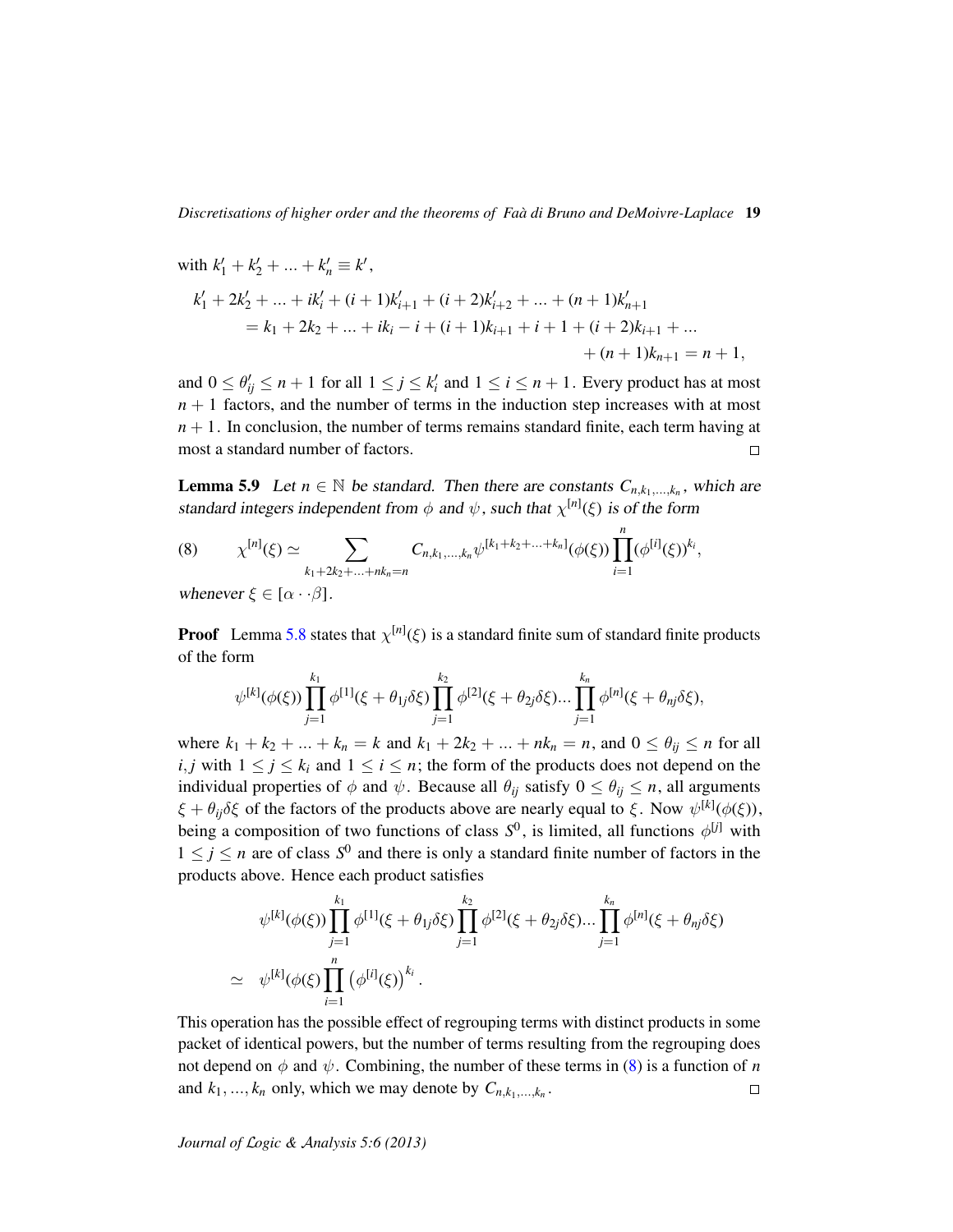with $k'_1 + k'_2 + ... + k'_n \equiv k'$,

$$
\begin{aligned}
k'_1 + 2k'_2 + ... + ik'_i + (i+1)k'_{i+1} + (i+2)k'_{i+2} + ... + (n+1)k'_{n+1} \\
= k_1 + 2k_2 + ... + ik_i - i + (i+1)k_{i+1} + i + 1 + (i+2)k_{i+1} + ... \\
+ (n+1)k_{n+1} = n+1,
\end{aligned}
$$

and $0 \leq \theta'_{ij} \leq n+1$ for all $1 \leq j \leq k'_i$ and $1 \leq i \leq n+1$. Every product has at most $n+1$ factors, and the number of terms in the induction step increases with at most $n+1$. In conclusion, the number of terms remains standard finite, each term having at most a standard number of factors. □

**Lemma 5.9** *Let $n \in \mathbb{N}$ be standard. Then there are constants $C_{n,k_1,...,k_n}$, which are standard integers independent from $\phi$ and $\psi$, such that $\chi^{[n]}(\xi)$ is of the form*

$$
(8) \qquad \chi^{[n]}(\xi) \simeq \sum_{k_1+2k_2+...+nk_n=n} C_{n,k_1,...,k_n} \psi^{[k_1+k_2+...+k_n]}(\phi(\xi)) \prod_{i=1}^{n} (\phi^{[i]}(\xi))^{k_i},
$$

*whenever $\xi \in [\alpha \cdot\cdot \beta]$.*

**Proof** Lemma 5.8 states that $\chi^{[n]}(\xi)$ is a standard finite sum of standard finite products of the form

$$
\psi^{[k]}(\phi(\xi)) \prod_{j=1}^{k_1} \phi^{[1]}(\xi + \theta_{1j}\delta\xi) \prod_{j=1}^{k_2} \phi^{[2]}(\xi + \theta_{2j}\delta\xi) ... \prod_{j=1}^{k_n} \phi^{[n]}(\xi + \theta_{nj}\delta\xi),
$$

where $k_1 + k_2 + ... + k_n = k$ and $k_1 + 2k_2 + ... + nk_n = n$, and $0 \leq \theta_{ij} \leq n$ for all $i, j$ with $1 \leq j \leq k_i$ and $1 \leq i \leq n$; the form of the products does not depend on the individual properties of $\phi$ and $\psi$. Because all $\theta_{ij}$ satisfy $0 \leq \theta_{ij} \leq n$, all arguments $\xi + \theta_{ij}\delta\xi$ of the factors of the products above are nearly equal to $\xi$. Now $\psi^{[k]}(\phi(\xi))$, being a composition of two functions of class $S^0$, is limited, all functions $\phi^{[j]}$ with $1 \leq j \leq n$ are of class $S^0$ and there is only a standard finite number of factors in the products above. Hence each product satisfies

$$
\begin{aligned}
& \psi^{[k]}(\phi(\xi)) \prod_{j=1}^{k_1} \phi^{[1]}(\xi + \theta_{1j}\delta\xi) \prod_{j=1}^{k_2} \phi^{[2]}(\xi + \theta_{2j}\delta\xi) ... \prod_{j=1}^{k_n} \phi^{[n]}(\xi + \theta_{nj}\delta\xi) \\
\simeq \quad & \psi^{[k]}(\phi(\xi) \prod_{i=1}^{n} \left(\phi^{[i]}(\xi)\right)^{k_i}.
\end{aligned}
$$

This operation has the possible effect of regrouping terms with distinct products in some packet of identical powers, but the number of terms resulting from the regrouping does not depend on $\phi$ and $\psi$. Combining, the number of these terms in (8) is a function of $n$ and $k_1, ..., k_n$ only, which we may denote by $C_{n,k_1,...,k_n}$. □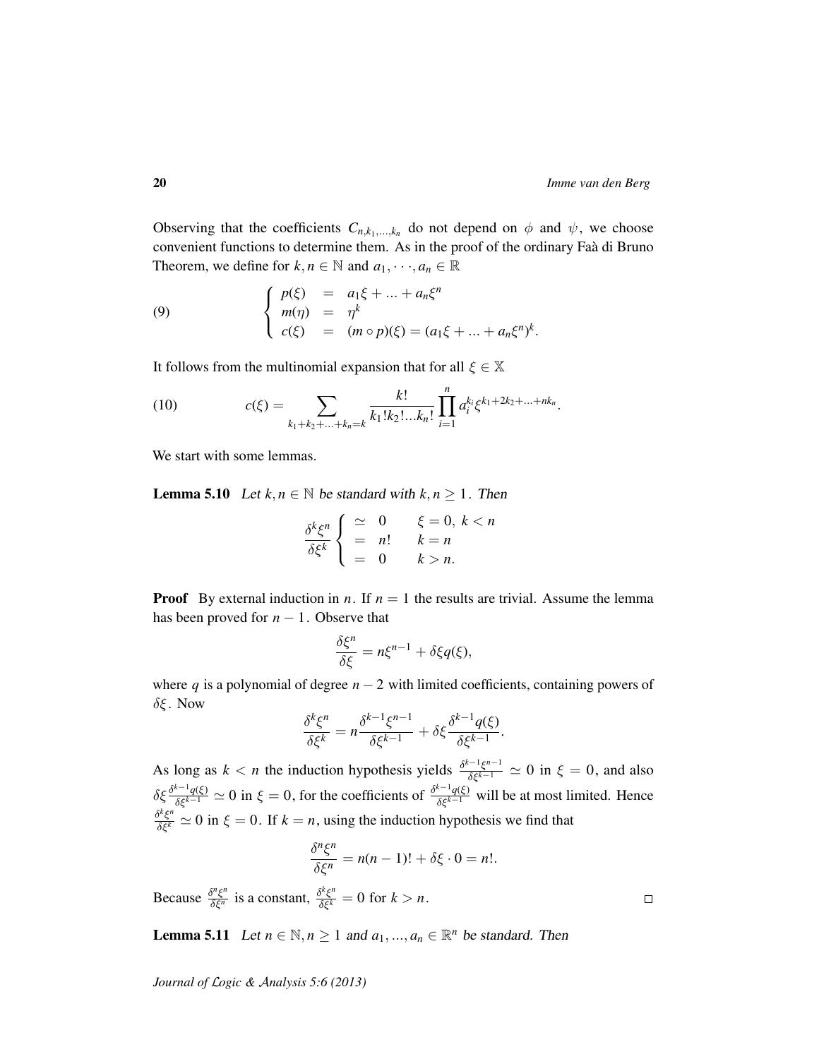Observing that the coefficients $C_{n,k_1,...,k_n}$ do not depend on $\phi$ and $\psi$, we choose convenient functions to determine them. As in the proof of the ordinary Faà di Bruno Theorem, we define for $k,n \in \mathbb{N}$ and $a_1, \cdots, a_n \in \mathbb{R}$

$$
\text{(9)} \qquad \left\{ \begin{array}{lcl} p(\xi) & = & a_1\xi + ... + a_n\xi^n \\ m(\eta) & = & \eta^k \\ c(\xi) & = & (m \circ p)(\xi) = (a_1\xi + ... + a_n\xi^n)^k. \end{array} \right.
$$

It follows from the multinomial expansion that for all $\xi \in \mathbb{X}$

$$
\text{(10)} \qquad c(\xi) = \sum_{k_1+k_2+...+k_n=k} \frac{k!}{k_1!k_2!...k_n!} \prod_{i=1}^{n} a_i^{k_i} \xi^{k_1+2k_2+...+nk_n}.
$$

We start with some lemmas.

**Lemma 5.10** *Let $k,n \in \mathbb{N}$ be standard with $k,n \geq 1$. Then*

$$
\frac{\delta^k \xi^n}{\delta \xi^k} \left\{ \begin{array}{lll} \simeq & 0 & \xi = 0,\ k < n \\ = & n! & k = n \\ = & 0 & k > n. \end{array} \right.
$$

**Proof** By external induction in $n$. If $n = 1$ the results are trivial. Assume the lemma has been proved for $n-1$. Observe that

$$
\frac{\delta \xi^n}{\delta \xi} = n\xi^{n-1} + \delta\xi q(\xi),
$$

where $q$ is a polynomial of degree $n-2$ with limited coefficients, containing powers of $\delta\xi$. Now

$$
\frac{\delta^k \xi^n}{\delta \xi^k} = n \frac{\delta^{k-1}\xi^{n-1}}{\delta \xi^{k-1}} + \delta\xi \frac{\delta^{k-1} q(\xi)}{\delta \xi^{k-1}}.
$$

As long as $k < n$ the induction hypothesis yields $\frac{\delta^{k-1}\xi^{n-1}}{\delta\xi^{k-1}} \simeq 0$ in $\xi = 0$, and also $\delta\xi \frac{\delta^{k-1}q(\xi)}{\delta\xi^{k-1}} \simeq 0$ in $\xi = 0$, for the coefficients of $\frac{\delta^{k-1}q(\xi)}{\delta\xi^{k-1}}$ will be at most limited. Hence $\frac{\delta^k\xi^n}{\delta\xi^k} \simeq 0$ in $\xi = 0$. If $k = n$, using the induction hypothesis we find that

$$
\frac{\delta^n \xi^n}{\delta \xi^n} = n(n-1)! + \delta\xi \cdot 0 = n!.
$$

Because $\frac{\delta^n\xi^n}{\delta\xi^n}$ is a constant, $\frac{\delta^k\xi^n}{\delta\xi^k} = 0$ for $k > n$. $\square$

**Lemma 5.11** *Let $n \in \mathbb{N}, n \geq 1$ and $a_1, ..., a_n \in \mathbb{R}^n$ be standard. Then*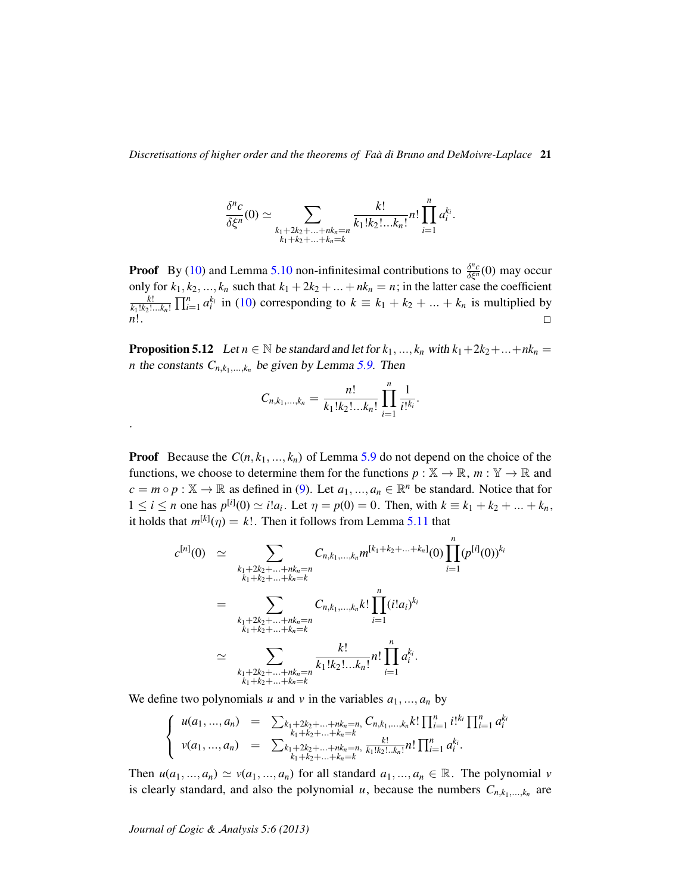$$\frac{\delta^n c}{\delta \xi^n}(0) \simeq \sum_{\substack{k_1+2k_2+...+nk_n=n \\ k_1+k_2+...+k_n=k}} \frac{k!}{k_1!k_2!...k_n!} n! \prod_{i=1}^{n} a_i^{k_i}.$$

**Proof** By (10) and Lemma 5.10 non-infinitesimal contributions to $\frac{\delta^n c}{\delta \xi^n}(0)$ may occur only for $k_1, k_2, ..., k_n$ such that $k_1 + 2k_2 + ... + nk_n = n$; in the latter case the coefficient $\frac{k!}{k_1!k_2!...k_n!} \prod_{i=1}^{n} a_i^{k_i}$ in (10) corresponding to $k \equiv k_1 + k_2 + ... + k_n$ is multiplied by $n!$. □

**Proposition 5.12** *Let $n \in \mathbb{N}$ be standard and let for $k_1, ..., k_n$ with $k_1+2k_2+...+nk_n = n$ the constants $C_{n,k_1,...,k_n}$ be given by Lemma 5.9. Then*

$$C_{n,k_1,...,k_n} = \frac{n!}{k_1!k_2!...k_n!} \prod_{i=1}^{n} \frac{1}{i!^{k_i}}.$$

.

**Proof** Because the $C(n, k_1, ..., k_n)$ of Lemma 5.9 do not depend on the choice of the functions, we choose to determine them for the functions $p : \mathbb{X} \to \mathbb{R}$, $m : \mathbb{Y} \to \mathbb{R}$ and $c = m \circ p : \mathbb{X} \to \mathbb{R}$ as defined in (9). Let $a_1, ..., a_n \in \mathbb{R}^n$ be standard. Notice that for $1 \leq i \leq n$ one has $p^{[i]}(0) \simeq i!a_i$. Let $\eta = p(0) = 0$. Then, with $k \equiv k_1 + k_2 + ... + k_n$, it holds that $m^{[k]}(\eta) = k!$. Then it follows from Lemma 5.11 that

$$\begin{aligned}
c^{[n]}(0) &\simeq \sum_{\substack{k_1+2k_2+...+nk_n=n \\ k_1+k_2+...+k_n=k}} C_{n,k_1,...,k_n} m^{[k_1+k_2+...+k_n]}(0) \prod_{i=1}^{n} (p^{[i]}(0))^{k_i} \\
&= \sum_{\substack{k_1+2k_2+...+nk_n=n \\ k_1+k_2+...+k_n=k}} C_{n,k_1,...,k_n} k! \prod_{i=1}^{n} (i!a_i)^{k_i} \\
&\simeq \sum_{\substack{k_1+2k_2+...+nk_n=n \\ k_1+k_2+...+k_n=k}} \frac{k!}{k_1!k_2!...k_n!} n! \prod_{i=1}^{n} a_i^{k_i}.
\end{aligned}$$

We define two polynomials $u$ and $v$ in the variables $a_1, ..., a_n$ by

$$\left\{ \begin{array}{lcl} u(a_1, ..., a_n) & = & \sum_{\substack{k_1+2k_2+...+nk_n=n, \\ k_1+k_2+...+k_n=k}} C_{n,k_1,...,k_n} k! \prod_{i=1}^{n} i!^{k_i} \prod_{i=1}^{n} a_i^{k_i} \\ v(a_1, ..., a_n) & = & \sum_{\substack{k_1+2k_2+...+nk_n=n, \\ k_1+k_2+...+k_n=k}} \frac{k!}{k_1!k_2!...k_n!} n! \prod_{i=1}^{n} a_i^{k_i}. \end{array} \right.$$

Then $u(a_1, ..., a_n) \simeq v(a_1, ..., a_n)$ for all standard $a_1, ..., a_n \in \mathbb{R}$. The polynomial $v$ is clearly standard, and also the polynomial $u$, because the numbers $C_{n,k_1,...,k_n}$ are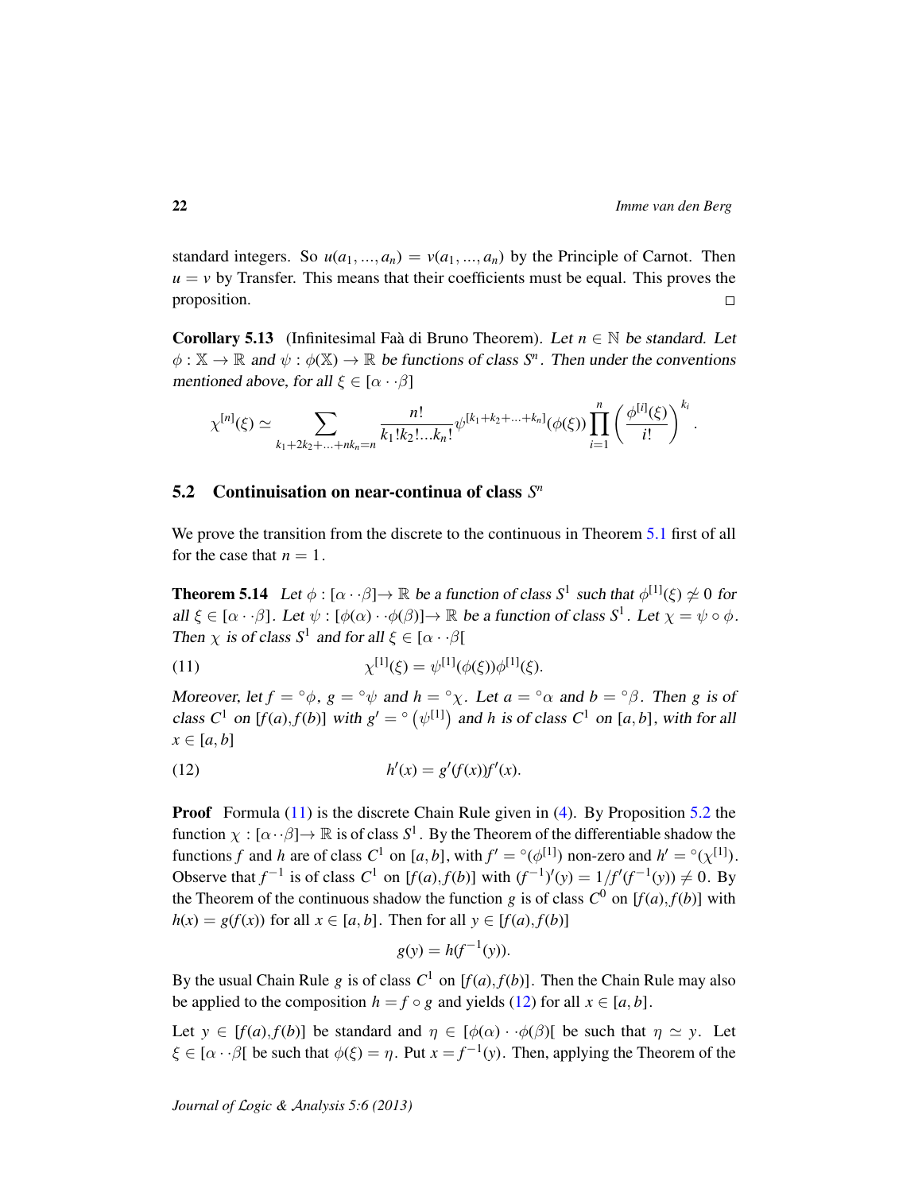standard integers. So $u(a_1,...,a_n) = v(a_1,...,a_n)$ by the Principle of Carnot. Then $u = v$ by Transfer. This means that their coefficients must be equal. This proves the proposition. $\square$

**Corollary 5.13** (Infinitesimal Faà di Bruno Theorem). *Let $n \in \mathbb{N}$ be standard. Let $\phi : \mathbb{X} \to \mathbb{R}$ and $\psi : \phi(\mathbb{X}) \to \mathbb{R}$ be functions of class $S^n$. Then under the conventions mentioned above, for all $\xi \in [\alpha \cdot\cdot \beta]$*

$$\chi^{[n]}(\xi) \simeq \sum_{k_1+2k_2+...+nk_n=n} \frac{n!}{k_1!k_2!...k_n!} \psi^{[k_1+k_2+...+k_n]}(\phi(\xi)) \prod_{i=1}^{n} \left(\frac{\phi^{[i]}(\xi)}{i!}\right)^{k_i}.$$

## 5.2 Continuisation on near-continua of class $S^n$

We prove the transition from the discrete to the continuous in Theorem 5.1 first of all for the case that $n = 1$.

**Theorem 5.14** *Let $\phi : [\alpha \cdot\cdot \beta] \to \mathbb{R}$ be a function of class $S^1$ such that $\phi^{[1]}(\xi) \not\simeq 0$ for all $\xi \in [\alpha \cdot\cdot \beta]$. Let $\psi : [\phi(\alpha) \cdot\cdot \phi(\beta)] \to \mathbb{R}$ be a function of class $S^1$. Let $\chi = \psi \circ \phi$. Then $\chi$ is of class $S^1$ and for all $\xi \in [\alpha \cdot\cdot \beta[$*

$$\chi^{[1]}(\xi) = \psi^{[1]}(\phi(\xi))\phi^{[1]}(\xi). \tag{11}$$

*Moreover, let $f = {}^\circ\phi$, $g = {}^\circ\psi$ and $h = {}^\circ\chi$. Let $a = {}^\circ\alpha$ and $b = {}^\circ\beta$. Then $g$ is of class $C^1$ on $[f(a), f(b)]$ with $g' = {}^\circ\left(\psi^{[1]}\right)$ and $h$ is of class $C^1$ on $[a, b]$, with for all $x \in [a, b]$*

$$h'(x) = g'(f(x))f'(x). \tag{12}$$

**Proof** Formula (11) is the discrete Chain Rule given in (4). By Proposition 5.2 the function $\chi : [\alpha \cdot\cdot \beta] \to \mathbb{R}$ is of class $S^1$. By the Theorem of the differentiable shadow the functions $f$ and $h$ are of class $C^1$ on $[a, b]$, with $f' = {}^\circ(\phi^{[1]})$ non-zero and $h' = {}^\circ(\chi^{[1]})$. Observe that $f^{-1}$ is of class $C^1$ on $[f(a), f(b)]$ with $(f^{-1})'(y) = 1/f'(f^{-1}(y)) \neq 0$. By the Theorem of the continuous shadow the function $g$ is of class $C^0$ on $[f(a), f(b)]$ with $h(x) = g(f(x))$ for all $x \in [a, b]$. Then for all $y \in [f(a), f(b)]$

$$g(y) = h(f^{-1}(y)).$$

By the usual Chain Rule $g$ is of class $C^1$ on $[f(a), f(b)]$. Then the Chain Rule may also be applied to the composition $h = f \circ g$ and yields (12) for all $x \in [a, b]$.

Let $y \in [f(a), f(b)]$ be standard and $\eta \in [\phi(\alpha) \cdot\cdot \phi(\beta)[$ be such that $\eta \simeq y$. Let $\xi \in [\alpha \cdot\cdot \beta[$ be such that $\phi(\xi) = \eta$. Put $x = f^{-1}(y)$. Then, applying the Theorem of the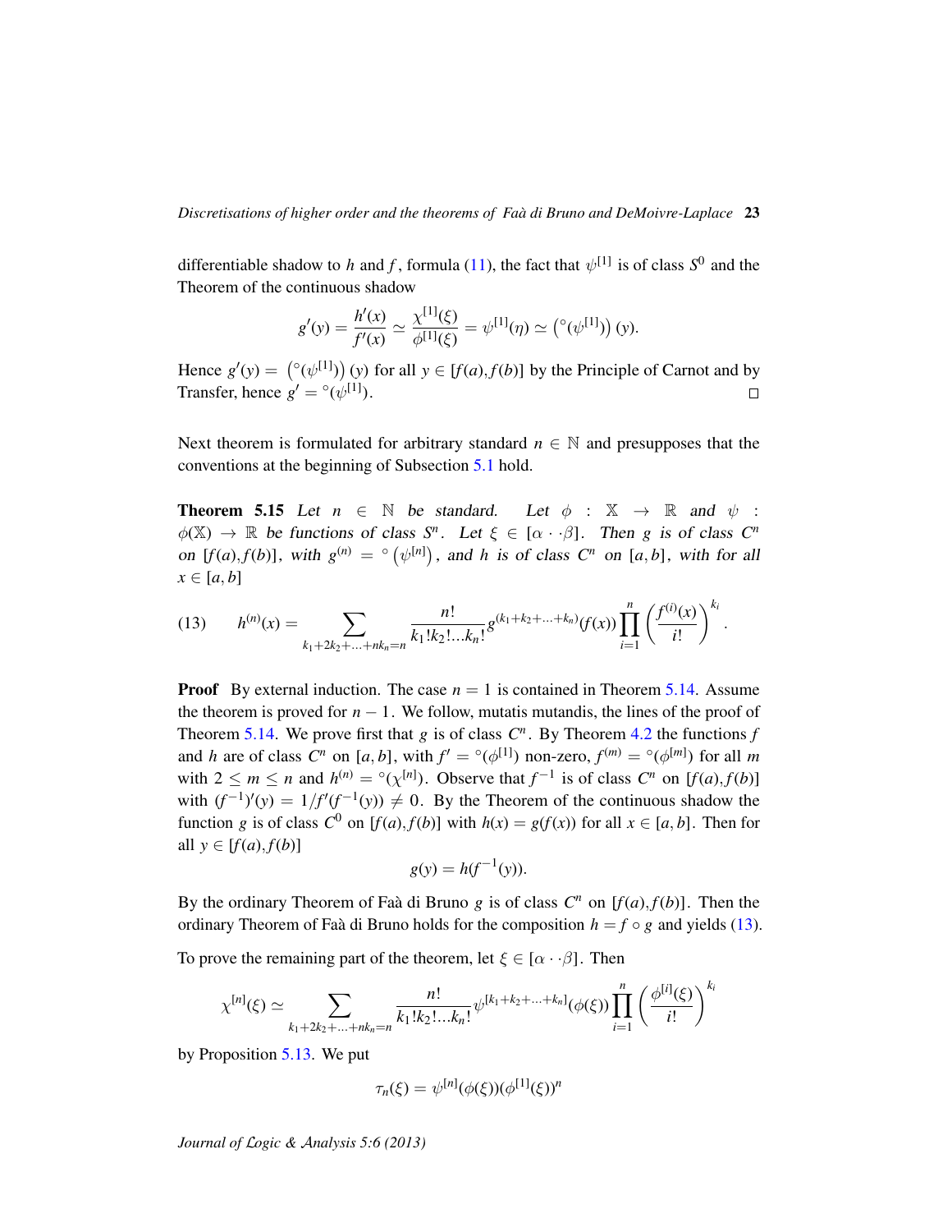differentiable shadow to $h$ and $f$, formula (11), the fact that $\psi^{[1]}$ is of class $S^0$ and the Theorem of the continuous shadow

$$g'(y) = \frac{h'(x)}{f'(x)} \simeq \frac{\chi^{[1]}(\xi)}{\phi^{[1]}(\xi)} = \psi^{[1]}(\eta) \simeq \left({}^{\circ}(\psi^{[1]})\right)(y).$$

Hence $g'(y) = \left({}^{\circ}(\psi^{[1]})\right)(y)$ for all $y \in [f(a), f(b)]$ by the Principle of Carnot and by Transfer, hence $g' = {}^{\circ}(\psi^{[1]})$. □

Next theorem is formulated for arbitrary standard $n \in \mathbb{N}$ and presupposes that the conventions at the beginning of Subsection 5.1 hold.

**Theorem 5.15** *Let $n \in \mathbb{N}$ be standard. Let $\phi : \mathbb{X} \to \mathbb{R}$ and $\psi : \phi(\mathbb{X}) \to \mathbb{R}$ be functions of class $S^n$. Let $\xi \in [\alpha \cdot \cdot \beta]$. Then $g$ is of class $C^n$ on $[f(a), f(b)]$, with $g^{(n)} = {}^{\circ}\left(\psi^{[n]}\right)$, and $h$ is of class $C^n$ on $[a, b]$, with for all $x \in [a, b]$*

$$h^{(n)}(x) = \sum_{k_1+2k_2+\ldots+nk_n=n} \frac{n!}{k_1!k_2!\ldots k_n!} g^{(k_1+k_2+\ldots+k_n)}(f(x)) \prod_{i=1}^{n} \left(\frac{f^{(i)}(x)}{i!}\right)^{k_i}. \tag{13}$$

**Proof** By external induction. The case $n = 1$ is contained in Theorem 5.14. Assume the theorem is proved for $n - 1$. We follow, mutatis mutandis, the lines of the proof of Theorem 5.14. We prove first that $g$ is of class $C^n$. By Theorem 4.2 the functions $f$ and $h$ are of class $C^n$ on $[a, b]$, with $f' = {}^{\circ}(\phi^{[1]})$ non-zero, $f^{(m)} = {}^{\circ}(\phi^{[m]})$ for all $m$ with $2 \leq m \leq n$ and $h^{(n)} = {}^{\circ}(\chi^{[n]})$. Observe that $f^{-1}$ is of class $C^n$ on $[f(a), f(b)]$ with $(f^{-1})'(y) = 1/f'(f^{-1}(y)) \neq 0$. By the Theorem of the continuous shadow the function $g$ is of class $C^0$ on $[f(a), f(b)]$ with $h(x) = g(f(x))$ for all $x \in [a, b]$. Then for all $y \in [f(a), f(b)]$

$$g(y) = h(f^{-1}(y)).$$

By the ordinary Theorem of Faà di Bruno $g$ is of class $C^n$ on $[f(a), f(b)]$. Then the ordinary Theorem of Faà di Bruno holds for the composition $h = f \circ g$ and yields (13).

To prove the remaining part of the theorem, let $\xi \in [\alpha \cdot \cdot \beta]$. Then

$$\chi^{[n]}(\xi) \simeq \sum_{k_1+2k_2+\ldots+nk_n=n} \frac{n!}{k_1!k_2!\ldots k_n!} \psi^{[k_1+k_2+\ldots+k_n]}(\phi(\xi)) \prod_{i=1}^{n} \left(\frac{\phi^{[i]}(\xi)}{i!}\right)^{k_i}$$

by Proposition 5.13. We put

$$\tau_n(\xi) = \psi^{[n]}(\phi(\xi))(\phi^{[1]}(\xi))^n$$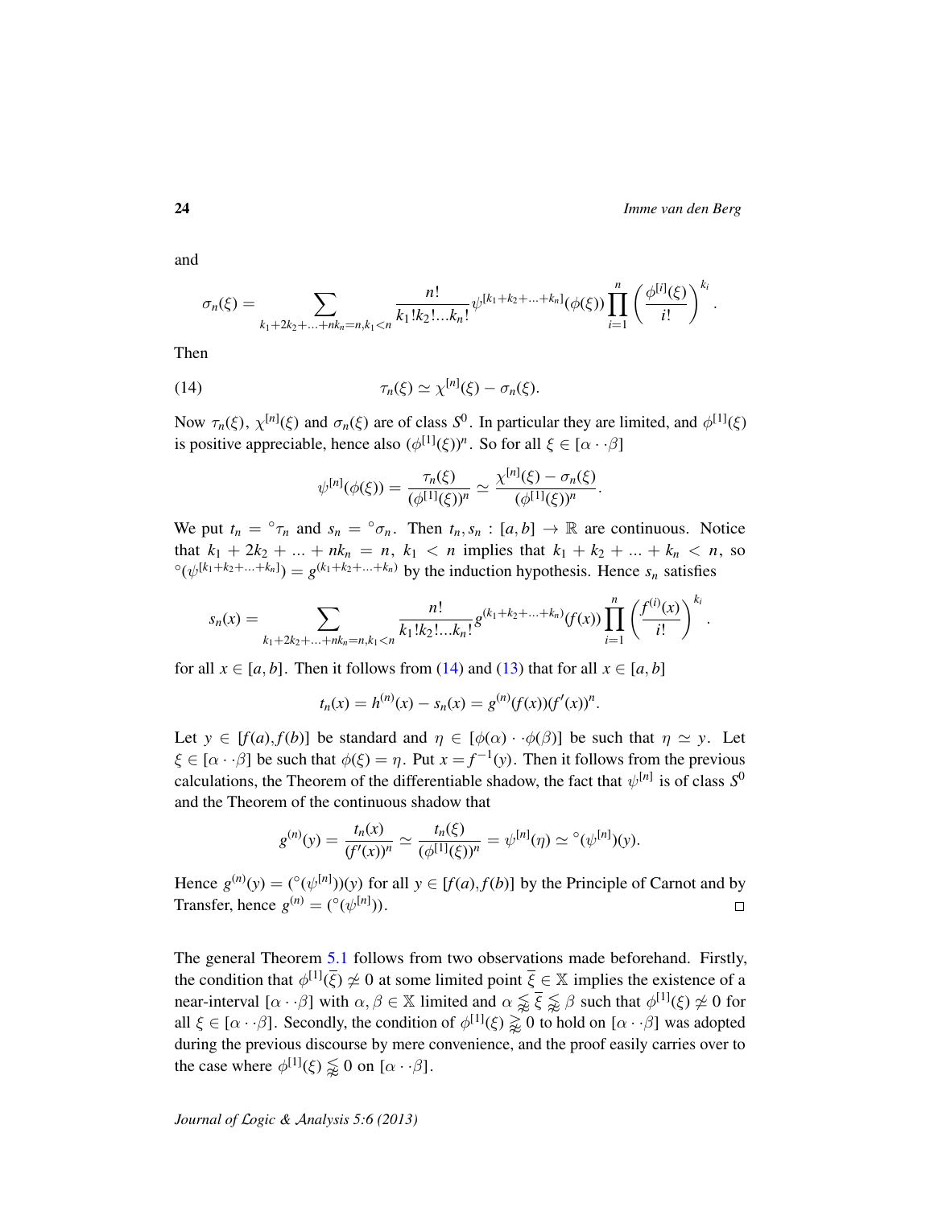and

$$\sigma_n(\xi) = \sum_{k_1+2k_2+\ldots+nk_n=n, k_1<n} \frac{n!}{k_1!k_2!\ldots k_n!} \psi^{[k_1+k_2+\ldots+k_n]}(\phi(\xi)) \prod_{i=1}^{n} \left( \frac{\phi^{[i]}(\xi)}{i!} \right)^{k_i}.$$

Then

$$\tau_n(\xi) \simeq \chi^{[n]}(\xi) - \sigma_n(\xi). \tag{14}$$

Now $\tau_n(\xi)$, $\chi^{[n]}(\xi)$ and $\sigma_n(\xi)$ are of class $S^0$. In particular they are limited, and $\phi^{[1]}(\xi)$ is positive appreciable, hence also $(\phi^{[1]}(\xi))^n$. So for all $\xi \in [\alpha \cdot\cdot \beta]$

$$\psi^{[n]}(\phi(\xi)) = \frac{\tau_n(\xi)}{(\phi^{[1]}(\xi))^n} \simeq \frac{\chi^{[n]}(\xi) - \sigma_n(\xi)}{(\phi^{[1]}(\xi))^n}.$$

We put $t_n = {}^\circ\tau_n$ and $s_n = {}^\circ\sigma_n$. Then $t_n, s_n : [a,b] \to \mathbb{R}$ are continuous. Notice that $k_1 + 2k_2 + \ldots + nk_n = n$, $k_1 < n$ implies that $k_1 + k_2 + \ldots + k_n < n$, so ${}^\circ(\psi^{[k_1+k_2+\ldots+k_n]}) = g^{(k_1+k_2+\ldots+k_n)}$ by the induction hypothesis. Hence $s_n$ satisfies

$$s_n(x) = \sum_{k_1+2k_2+\ldots+nk_n=n, k_1<n} \frac{n!}{k_1!k_2!\ldots k_n!} g^{(k_1+k_2+\ldots+k_n)}(f(x)) \prod_{i=1}^{n} \left( \frac{f^{(i)}(x)}{i!} \right)^{k_i}.$$

for all $x \in [a,b]$. Then it follows from (14) and (13) that for all $x \in [a,b]$

$$t_n(x) = h^{(n)}(x) - s_n(x) = g^{(n)}(f(x))(f'(x))^n.$$

Let $y \in [f(a), f(b)]$ be standard and $\eta \in [\phi(\alpha) \cdot\cdot \phi(\beta)]$ be such that $\eta \simeq y$. Let $\xi \in [\alpha \cdot\cdot \beta]$ be such that $\phi(\xi) = \eta$. Put $x = f^{-1}(y)$. Then it follows from the previous calculations, the Theorem of the differentiable shadow, the fact that $\psi^{[n]}$ is of class $S^0$ and the Theorem of the continuous shadow that

$$g^{(n)}(y) = \frac{t_n(x)}{(f'(x))^n} \simeq \frac{t_n(\xi)}{(\phi^{[1]}(\xi))^n} = \psi^{[n]}(\eta) \simeq {}^\circ(\psi^{[n]})(y).$$

Hence $g^{(n)}(y) = ({}^\circ(\psi^{[n]}))(y)$ for all $y \in [f(a), f(b)]$ by the Principle of Carnot and by Transfer, hence $g^{(n)} = ({}^\circ(\psi^{[n]}))$. □

The general Theorem 5.1 follows from two observations made beforehand. Firstly, the condition that $\phi^{[1]}(\overline{\xi}) \not\simeq 0$ at some limited point $\overline{\xi} \in \mathbb{X}$ implies the existence of a near-interval $[\alpha \cdot\cdot \beta]$ with $\alpha, \beta \in \mathbb{X}$ limited and $\alpha \lessapprox \overline{\xi} \lessapprox \beta$ such that $\phi^{[1]}(\xi) \not\simeq 0$ for all $\xi \in [\alpha \cdot\cdot \beta]$. Secondly, the condition of $\phi^{[1]}(\xi) \gtrapprox 0$ to hold on $[\alpha \cdot\cdot \beta]$ was adopted during the previous discourse by mere convenience, and the proof easily carries over to the case where $\phi^{[1]}(\xi) \lessapprox 0$ on $[\alpha \cdot\cdot \beta]$.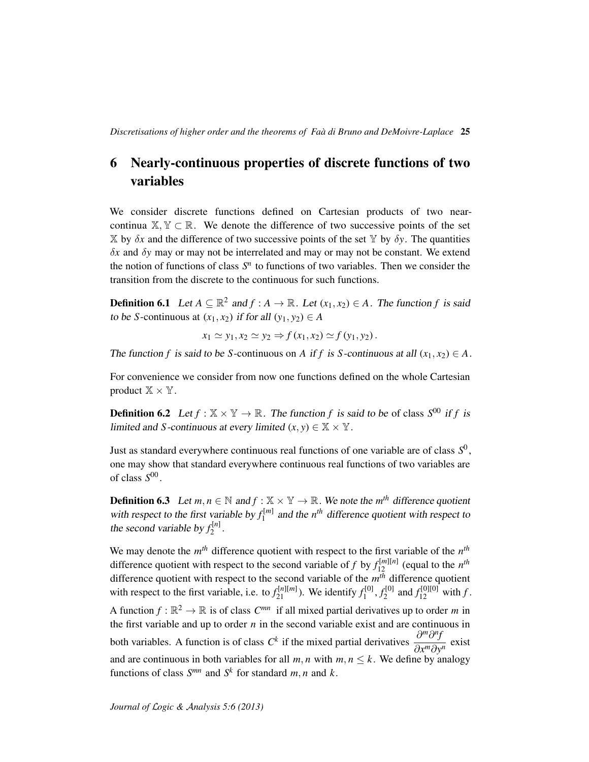## 6 Nearly-continuous properties of discrete functions of two variables

We consider discrete functions defined on Cartesian products of two near-continua $\mathbb{X}, \mathbb{Y} \subset \mathbb{R}$. We denote the difference of two successive points of the set $\mathbb{X}$ by $\delta x$ and the difference of two successive points of the set $\mathbb{Y}$ by $\delta y$. The quantities $\delta x$ and $\delta y$ may or may not be interrelated and may or may not be constant. We extend the notion of functions of class $S^n$ to functions of two variables. Then we consider the transition from the discrete to the continuous for such functions.

**Definition 6.1** *Let $A \subseteq \mathbb{R}^2$ and $f : A \to \mathbb{R}$. Let $(x_1, x_2) \in A$. The function $f$ is said to be* $S$-continuous *at $(x_1, x_2)$ if for all $(y_1, y_2) \in A$*

$$x_1 \simeq y_1, x_2 \simeq y_2 \Rightarrow f(x_1, x_2) \simeq f(y_1, y_2).$$

*The function $f$ is said to be* $S$-continuous *on $A$ if $f$ is $S$-continuous at all $(x_1, x_2) \in A$.*

For convenience we consider from now one functions defined on the whole Cartesian product $\mathbb{X} \times \mathbb{Y}$.

**Definition 6.2** *Let $f : \mathbb{X} \times \mathbb{Y} \to \mathbb{R}$. The function $f$ is said to be* of class $S^{00}$ *if $f$ is limited and $S$-continuous at every limited $(x, y) \in \mathbb{X} \times \mathbb{Y}$.*

Just as standard everywhere continuous real functions of one variable are of class $S^0$, one may show that standard everywhere continuous real functions of two variables are of class $S^{00}$.

**Definition 6.3** *Let $m, n \in \mathbb{N}$ and $f : \mathbb{X} \times \mathbb{Y} \to \mathbb{R}$. We note the $m^{th}$ difference quotient with respect to the first variable by $f_1^{[m]}$ and the $n^{th}$ difference quotient with respect to the second variable by $f_2^{[n]}$.*

We may denote the $m^{th}$ difference quotient with respect to the first variable of the $n^{th}$ difference quotient with respect to the second variable of $f$ by $f_{12}^{[m][n]}$ (equal to the $n^{th}$ difference quotient with respect to the second variable of the $m^{th}$ difference quotient with respect to the first variable, i.e. to $f_{21}^{[n][m]}$). We identify $f_1^{[0]}$, $f_2^{[0]}$ and $f_{12}^{[0][0]}$ with $f$. A function $f : \mathbb{R}^2 \to \mathbb{R}$ is of class $C^{mn}$ if all mixed partial derivatives up to order $m$ in the first variable and up to order $n$ in the second variable exist and are continuous in both variables. A function is of class $C^k$ if the mixed partial derivatives $\dfrac{\partial^m \partial^n f}{\partial x^m \partial y^n}$ exist and are continuous in both variables for all $m, n$ with $m, n \leq k$. We define by analogy functions of class $S^{mn}$ and $S^k$ for standard $m, n$ and $k$.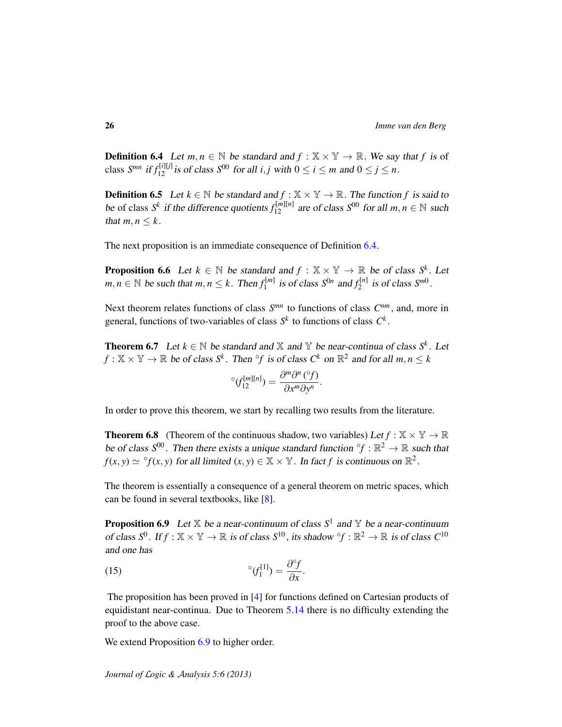**Definition 6.4** *Let $m,n \in \mathbb{N}$ be standard and $f : \mathbb{X} \times \mathbb{Y} \to \mathbb{R}$. We say that $f$ is of class $S^{mn}$ if $f_{12}^{[i][j]}$ is of class $S^{00}$ for all $i,j$ with $0 \le i \le m$ and $0 \le j \le n$.*

**Definition 6.5** *Let $k \in \mathbb{N}$ be standard and $f : \mathbb{X} \times \mathbb{Y} \to \mathbb{R}$. The function $f$ is said to be of class $S^k$ if the difference quotients $f_{12}^{[m][n]}$ are of class $S^{00}$ for all $m,n \in \mathbb{N}$ such that $m,n \le k$.*

The next proposition is an immediate consequence of Definition 6.4.

**Proposition 6.6** *Let $k \in \mathbb{N}$ be standard and $f : \mathbb{X} \times \mathbb{Y} \to \mathbb{R}$ be of class $S^k$. Let $m,n \in \mathbb{N}$ be such that $m,n \le k$. Then $f_1^{[m]}$ is of class $S^{0n}$ and $f_2^{[n]}$ is of class $S^{m0}$.*

Next theorem relates functions of class $S^{mn}$ to functions of class $C^{nm}$, and, more in general, functions of two-variables of class $S^k$ to functions of class $C^k$.

**Theorem 6.7** *Let $k \in \mathbb{N}$ be standard and $\mathbb{X}$ and $\mathbb{Y}$ be near-continua of class $S^k$. Let $f : \mathbb{X} \times \mathbb{Y} \to \mathbb{R}$ be of class $S^k$. Then ${}^\circ f$ is of class $C^k$ on $\mathbb{R}^2$ and for all $m,n \le k$*

$$
{}^\circ(f_{12}^{[m][n]}) = \frac{\partial^m \partial^n ({}^\circ f)}{\partial x^m \partial y^n}.
$$

In order to prove this theorem, we start by recalling two results from the literature.

**Theorem 6.8** (Theorem of the continuous shadow, two variables) *Let $f : \mathbb{X} \times \mathbb{Y} \to \mathbb{R}$ be of class $S^{00}$. Then there exists a unique standard function ${}^\circ f : \mathbb{R}^2 \to \mathbb{R}$ such that $f(x,y) \simeq {}^\circ f(x,y)$ for all limited $(x,y) \in \mathbb{X} \times \mathbb{Y}$. In fact $f$ is continuous on $\mathbb{R}^2$.*

The theorem is essentially a consequence of a general theorem on metric spaces, which can be found in several textbooks, like [8].

**Proposition 6.9** *Let $\mathbb{X}$ be a near-continuum of class $S^1$ and $\mathbb{Y}$ be a near-continuum of class $S^0$. If $f : \mathbb{X} \times \mathbb{Y} \to \mathbb{R}$ is of class $S^{10}$, its shadow ${}^\circ f : \mathbb{R}^2 \to \mathbb{R}$ is of class $C^{10}$ and one has*

$$
{}^\circ(f_1^{[1]}) = \frac{\partial {}^\circ f}{\partial x}. \tag{15}
$$

The proposition has been proved in [4] for functions defined on Cartesian products of equidistant near-continua. Due to Theorem 5.14 there is no difficulty extending the proof to the above case.

We extend Proposition 6.9 to higher order.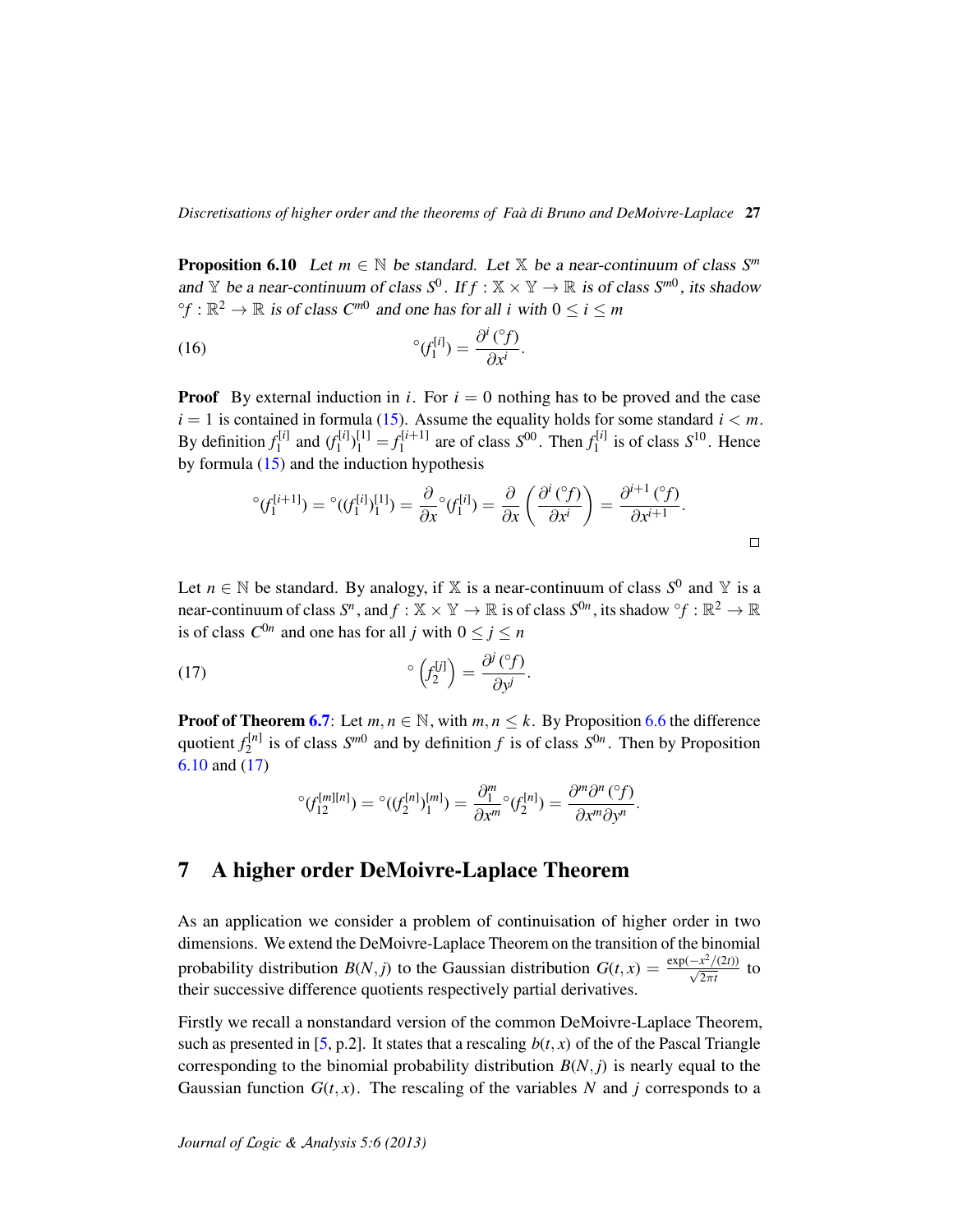**Proposition 6.10** *Let $m \in \mathbb{N}$ be standard. Let $\mathbb{X}$ be a near-continuum of class $S^m$ and $\mathbb{Y}$ be a near-continuum of class $S^0$. If $f : \mathbb{X} \times \mathbb{Y} \to \mathbb{R}$ is of class $S^{m0}$, its shadow ${}^\circ f : \mathbb{R}^2 \to \mathbb{R}$ is of class $C^{m0}$ and one has for all $i$ with $0 \le i \le m$*

$$ {}^\circ(f_1^{[i]}) = \frac{\partial^i ({}^\circ f)}{\partial x^i}. \tag{16} $$

**Proof** By external induction in $i$. For $i = 0$ nothing has to be proved and the case $i = 1$ is contained in formula (15). Assume the equality holds for some standard $i < m$. By definition $f_1^{[i]}$ and $(f_1^{[i]})_1^{[1]} = f_1^{[i+1]}$ are of class $S^{00}$. Then $f_1^{[i]}$ is of class $S^{10}$. Hence by formula (15) and the induction hypothesis

$$ {}^\circ(f_1^{[i+1]}) = {}^\circ((f_1^{[i]})_1^{[1]}) = \frac{\partial}{\partial x} {}^\circ(f_1^{[i]}) = \frac{\partial}{\partial x}\left(\frac{\partial^i ({}^\circ f)}{\partial x^i}\right) = \frac{\partial^{i+1} ({}^\circ f)}{\partial x^{i+1}}. $$

□

Let $n \in \mathbb{N}$ be standard. By analogy, if $\mathbb{X}$ is a near-continuum of class $S^0$ and $\mathbb{Y}$ is a near-continuum of class $S^n$, and $f : \mathbb{X} \times \mathbb{Y} \to \mathbb{R}$ is of class $S^{0n}$, its shadow ${}^\circ f : \mathbb{R}^2 \to \mathbb{R}$ is of class $C^{0n}$ and one has for all $j$ with $0 \le j \le n$

$$ {}^\circ\left(f_2^{[j]}\right) = \frac{\partial^j ({}^\circ f)}{\partial y^j}. \tag{17} $$

**Proof of Theorem 6.7**: Let $m, n \in \mathbb{N}$, with $m, n \le k$. By Proposition 6.6 the difference quotient $f_2^{[n]}$ is of class $S^{m0}$ and by definition $f$ is of class $S^{0n}$. Then by Proposition 6.10 and (17)

$$ {}^\circ(f_{12}^{[m][n]}) = {}^\circ((f_2^{[n]})_1^{[m]}) = \frac{\partial_1^m}{\partial x^m} {}^\circ(f_2^{[n]}) = \frac{\partial^m \partial^n ({}^\circ f)}{\partial x^m \partial y^n}. $$

## 7 A higher order DeMoivre-Laplace Theorem

As an application we consider a problem of continuisation of higher order in two dimensions. We extend the DeMoivre-Laplace Theorem on the transition of the binomial probability distribution $B(N, j)$ to the Gaussian distribution $G(t, x) = \frac{\exp(-x^2/(2t))}{\sqrt{2\pi t}}$ to their successive difference quotients respectively partial derivatives.

Firstly we recall a nonstandard version of the common DeMoivre-Laplace Theorem, such as presented in [5, p.2]. It states that a rescaling $b(t, x)$ of the of the Pascal Triangle corresponding to the binomial probability distribution $B(N, j)$ is nearly equal to the Gaussian function $G(t, x)$. The rescaling of the variables $N$ and $j$ corresponds to a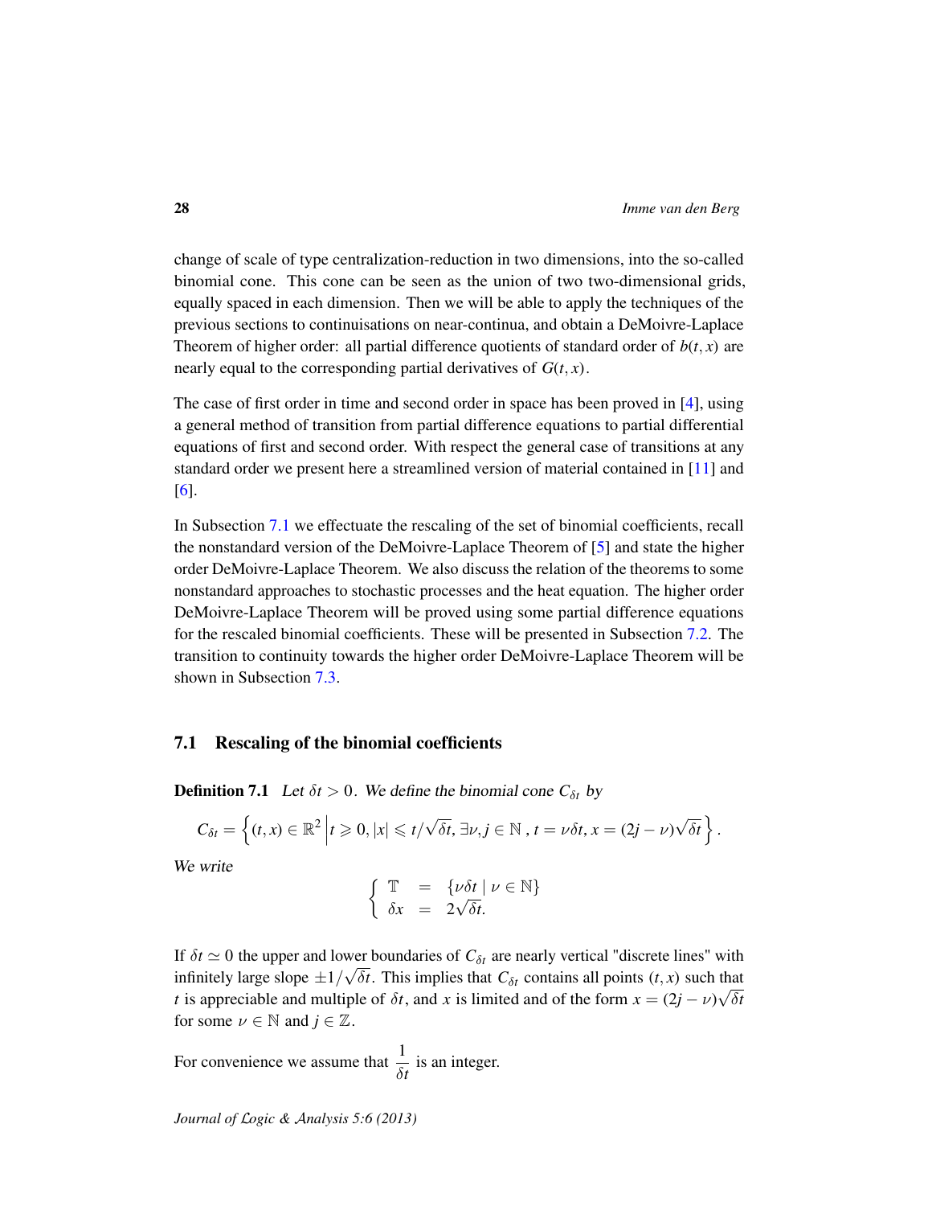change of scale of type centralization-reduction in two dimensions, into the so-called binomial cone. This cone can be seen as the union of two two-dimensional grids, equally spaced in each dimension. Then we will be able to apply the techniques of the previous sections to continuisations on near-continua, and obtain a DeMoivre-Laplace Theorem of higher order: all partial difference quotients of standard order of $b(t,x)$ are nearly equal to the corresponding partial derivatives of $G(t,x)$.

The case of first order in time and second order in space has been proved in [4], using a general method of transition from partial difference equations to partial differential equations of first and second order. With respect the general case of transitions at any standard order we present here a streamlined version of material contained in [11] and [6].

In Subsection 7.1 we effectuate the rescaling of the set of binomial coefficients, recall the nonstandard version of the DeMoivre-Laplace Theorem of [5] and state the higher order DeMoivre-Laplace Theorem. We also discuss the relation of the theorems to some nonstandard approaches to stochastic processes and the heat equation. The higher order DeMoivre-Laplace Theorem will be proved using some partial difference equations for the rescaled binomial coefficients. These will be presented in Subsection 7.2. The transition to continuity towards the higher order DeMoivre-Laplace Theorem will be shown in Subsection 7.3.

## 7.1 Rescaling of the binomial coefficients

**Definition 7.1** *Let $\delta t > 0$. We define the binomial cone $C_{\delta t}$ by*

$$C_{\delta t} = \left\{ (t,x) \in \mathbb{R}^2 \,\middle|\, t \geqslant 0, |x| \leqslant t/\sqrt{\delta t}, \exists \nu, j \in \mathbb{N}\,, t = \nu\delta t, x = (2j-\nu)\sqrt{\delta t} \right\}.$$

*We write*

$$\begin{cases} \mathbb{T} &= \{\nu\delta t \mid \nu \in \mathbb{N}\} \\ \delta x &= 2\sqrt{\delta t}. \end{cases}$$

If $\delta t \simeq 0$ the upper and lower boundaries of $C_{\delta t}$ are nearly vertical "discrete lines" with infinitely large slope $\pm 1/\sqrt{\delta t}$. This implies that $C_{\delta t}$ contains all points $(t,x)$ such that $t$ is appreciable and multiple of $\delta t$, and $x$ is limited and of the form $x = (2j-\nu)\sqrt{\delta t}$ for some $\nu \in \mathbb{N}$ and $j \in \mathbb{Z}$.

For convenience we assume that $\dfrac{1}{\delta t}$ is an integer.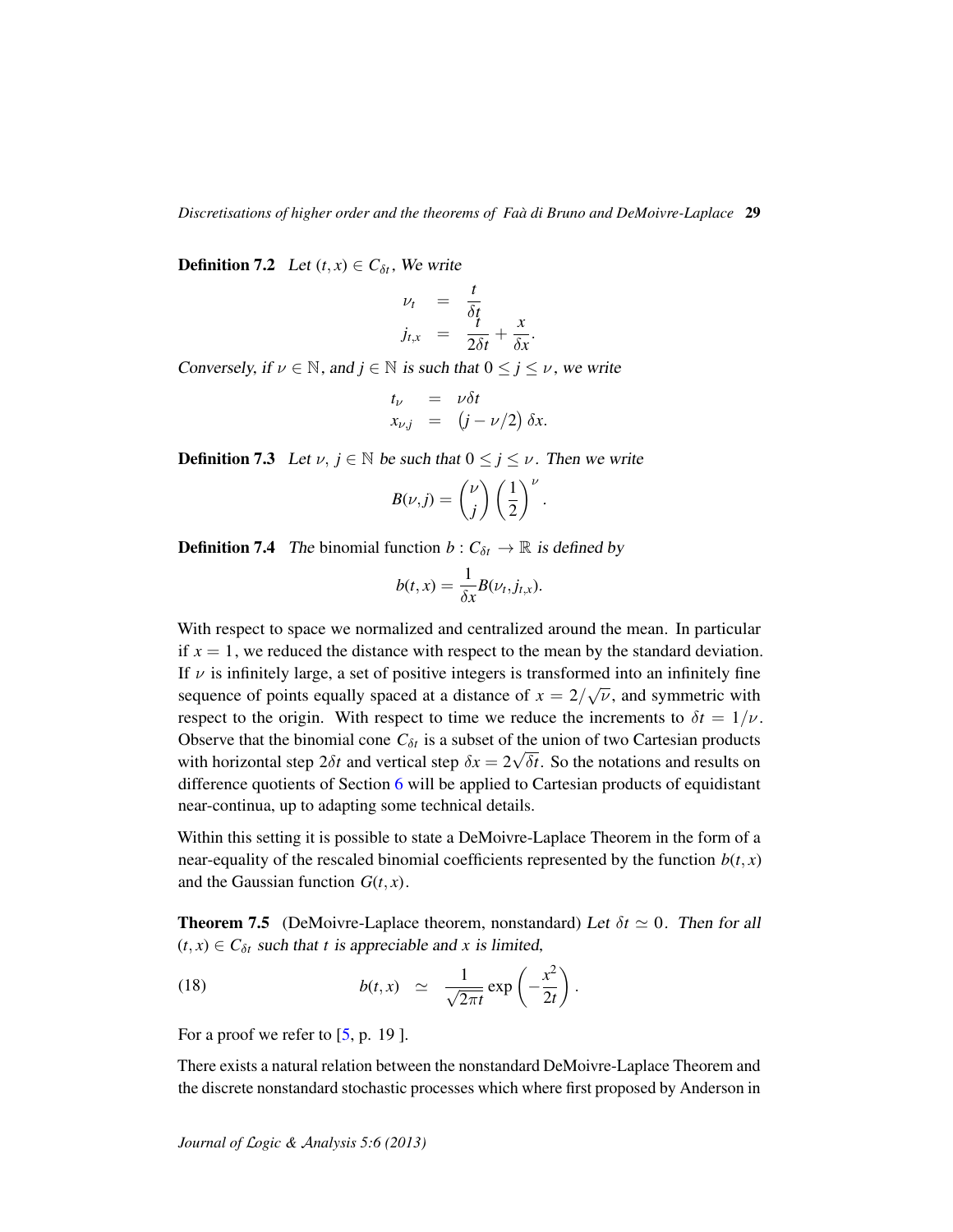**Definition 7.2** *Let $(t,x) \in C_{\delta t}$, We write*

$$\begin{aligned} \nu_t &= \frac{t}{\delta t} \\ j_{t,x} &= \frac{t}{2\delta t} + \frac{x}{\delta x}. \end{aligned}$$

*Conversely, if $\nu \in \mathbb{N}$, and $j \in \mathbb{N}$ is such that $0 \leq j \leq \nu$, we write*

$$\begin{aligned} t_\nu &= \nu \delta t \\ x_{\nu,j} &= \left(j - \nu/2\right) \delta x. \end{aligned}$$

**Definition 7.3** *Let $\nu$, $j \in \mathbb{N}$ be such that $0 \leq j \leq \nu$. Then we write*

$$B(\nu, j) = \binom{\nu}{j} \left(\frac{1}{2}\right)^{\nu}.$$

**Definition 7.4** *The* binomial function *$b : C_{\delta t} \to \mathbb{R}$ is defined by*

$$b(t,x) = \frac{1}{\delta x} B(\nu_t, j_{t,x}).$$

With respect to space we normalized and centralized around the mean. In particular if $x = 1$, we reduced the distance with respect to the mean by the standard deviation. If $\nu$ is infinitely large, a set of positive integers is transformed into an infinitely fine sequence of points equally spaced at a distance of $x = 2/\sqrt{\nu}$, and symmetric with respect to the origin. With respect to time we reduce the increments to $\delta t = 1/\nu$. Observe that the binomial cone $C_{\delta t}$ is a subset of the union of two Cartesian products with horizontal step $2\delta t$ and vertical step $\delta x = 2\sqrt{\delta t}$. So the notations and results on difference quotients of Section 6 will be applied to Cartesian products of equidistant near-continua, up to adapting some technical details.

Within this setting it is possible to state a DeMoivre-Laplace Theorem in the form of a near-equality of the rescaled binomial coefficients represented by the function $b(t,x)$ and the Gaussian function $G(t,x)$.

**Theorem 7.5** (DeMoivre-Laplace theorem, nonstandard) *Let $\delta t \simeq 0$. Then for all $(t,x) \in C_{\delta t}$ such that $t$ is appreciable and $x$ is limited,*

$$b(t,x) \simeq \frac{1}{\sqrt{2\pi t}} \exp\left(-\frac{x^2}{2t}\right). \tag{18}$$

For a proof we refer to [5, p. 19 ].

There exists a natural relation between the nonstandard DeMoivre-Laplace Theorem and the discrete nonstandard stochastic processes which where first proposed by Anderson in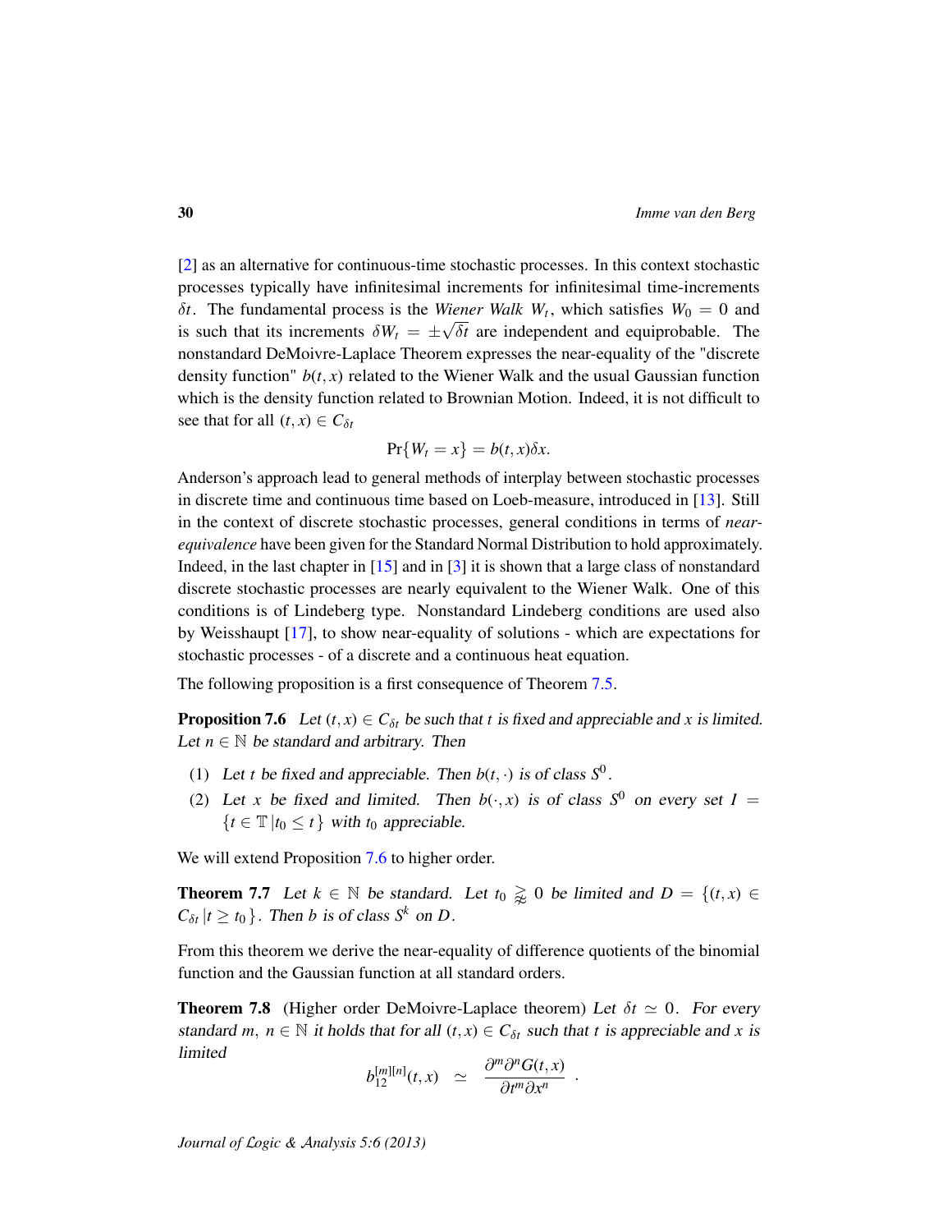[2] as an alternative for continuous-time stochastic processes. In this context stochastic processes typically have infinitesimal increments for infinitesimal time-increments $\delta t$. The fundamental process is the *Wiener Walk* $W_t$, which satisfies $W_0 = 0$ and is such that its increments $\delta W_t = \pm\sqrt{\delta t}$ are independent and equiprobable. The nonstandard DeMoivre-Laplace Theorem expresses the near-equality of the "discrete density function" $b(t,x)$ related to the Wiener Walk and the usual Gaussian function which is the density function related to Brownian Motion. Indeed, it is not difficult to see that for all $(t,x) \in C_{\delta t}$

$$\Pr\{W_t = x\} = b(t,x)\delta x.$$

Anderson's approach lead to general methods of interplay between stochastic processes in discrete time and continuous time based on Loeb-measure, introduced in [13]. Still in the context of discrete stochastic processes, general conditions in terms of *near-equivalence* have been given for the Standard Normal Distribution to hold approximately. Indeed, in the last chapter in [15] and in [3] it is shown that a large class of nonstandard discrete stochastic processes are nearly equivalent to the Wiener Walk. One of this conditions is of Lindeberg type. Nonstandard Lindeberg conditions are used also by Weisshaupt [17], to show near-equality of solutions - which are expectations for stochastic processes - of a discrete and a continuous heat equation.

The following proposition is a first consequence of Theorem 7.5.

**Proposition 7.6** *Let $(t,x) \in C_{\delta t}$ be such that $t$ is fixed and appreciable and $x$ is limited. Let $n \in \mathbb{N}$ be standard and arbitrary. Then*

1. *Let $t$ be fixed and appreciable. Then $b(t,\cdot)$ is of class $S^0$.*
2. *Let $x$ be fixed and limited. Then $b(\cdot,x)$ is of class $S^0$ on every set $I = \{t \in \mathbb{T} \,|\, t_0 \leq t\}$ with $t_0$ appreciable.*

We will extend Proposition 7.6 to higher order.

**Theorem 7.7** *Let $k \in \mathbb{N}$ be standard. Let $t_0 \gtrapprox 0$ be limited and $D = \{(t,x) \in C_{\delta t} \,|\, t \geq t_0\}$. Then $b$ is of class $S^k$ on $D$.*

From this theorem we derive the near-equality of difference quotients of the binomial function and the Gaussian function at all standard orders.

**Theorem 7.8** (Higher order DeMoivre-Laplace theorem) *Let $\delta t \simeq 0$. For every standard $m,\ n \in \mathbb{N}$ it holds that for all $(t,x) \in C_{\delta t}$ such that $t$ is appreciable and $x$ is limited*

$$b_{12}^{[m][n]}(t,x) \quad \simeq \quad \frac{\partial^m \partial^n G(t,x)}{\partial t^m \partial x^n} \quad .$$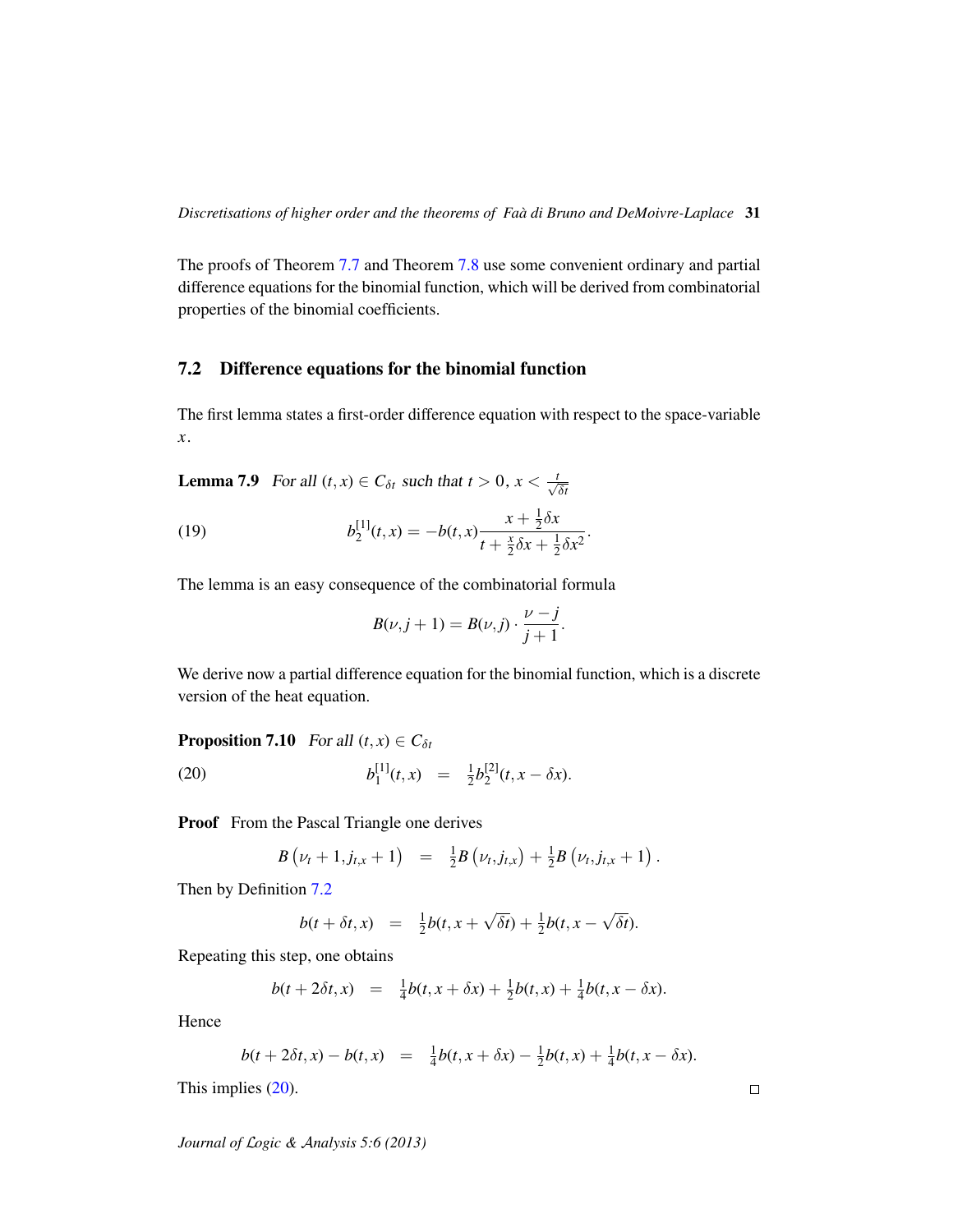The proofs of Theorem 7.7 and Theorem 7.8 use some convenient ordinary and partial difference equations for the binomial function, which will be derived from combinatorial properties of the binomial coefficients.

## 7.2 Difference equations for the binomial function

The first lemma states a first-order difference equation with respect to the space-variable $x$.

**Lemma 7.9** *For all $(t,x) \in C_{\delta t}$ such that $t > 0$, $x < \frac{t}{\sqrt{\delta t}}$*

$$b_2^{[1]}(t,x) = -b(t,x)\frac{x + \frac{1}{2}\delta x}{t + \frac{x}{2}\delta x + \frac{1}{2}\delta x^2}. \tag{19}$$

The lemma is an easy consequence of the combinatorial formula

$$B(\nu, j+1) = B(\nu, j) \cdot \frac{\nu - j}{j+1}.$$

We derive now a partial difference equation for the binomial function, which is a discrete version of the heat equation.

**Proposition 7.10** *For all $(t,x) \in C_{\delta t}$*

$$b_1^{[1]}(t,x) \quad = \quad \tfrac{1}{2} b_2^{[2]}(t, x - \delta x). \tag{20}$$

**Proof** From the Pascal Triangle one derives

$$B\left(\nu_t + 1, j_{t,x} + 1\right) \quad = \quad \tfrac{1}{2} B\left(\nu_t, j_{t,x}\right) + \tfrac{1}{2} B\left(\nu_t, j_{t,x} + 1\right).$$

Then by Definition 7.2

$$b(t + \delta t, x) \quad = \quad \tfrac{1}{2} b(t, x + \sqrt{\delta t}) + \tfrac{1}{2} b(t, x - \sqrt{\delta t}).$$

Repeating this step, one obtains

$$b(t + 2\delta t, x) \quad = \quad \tfrac{1}{4} b(t, x + \delta x) + \tfrac{1}{2} b(t,x) + \tfrac{1}{4} b(t, x - \delta x).$$

Hence

$$b(t + 2\delta t, x) - b(t,x) \quad = \quad \tfrac{1}{4} b(t, x + \delta x) - \tfrac{1}{2} b(t,x) + \tfrac{1}{4} b(t, x - \delta x).$$

This implies (20). $\square$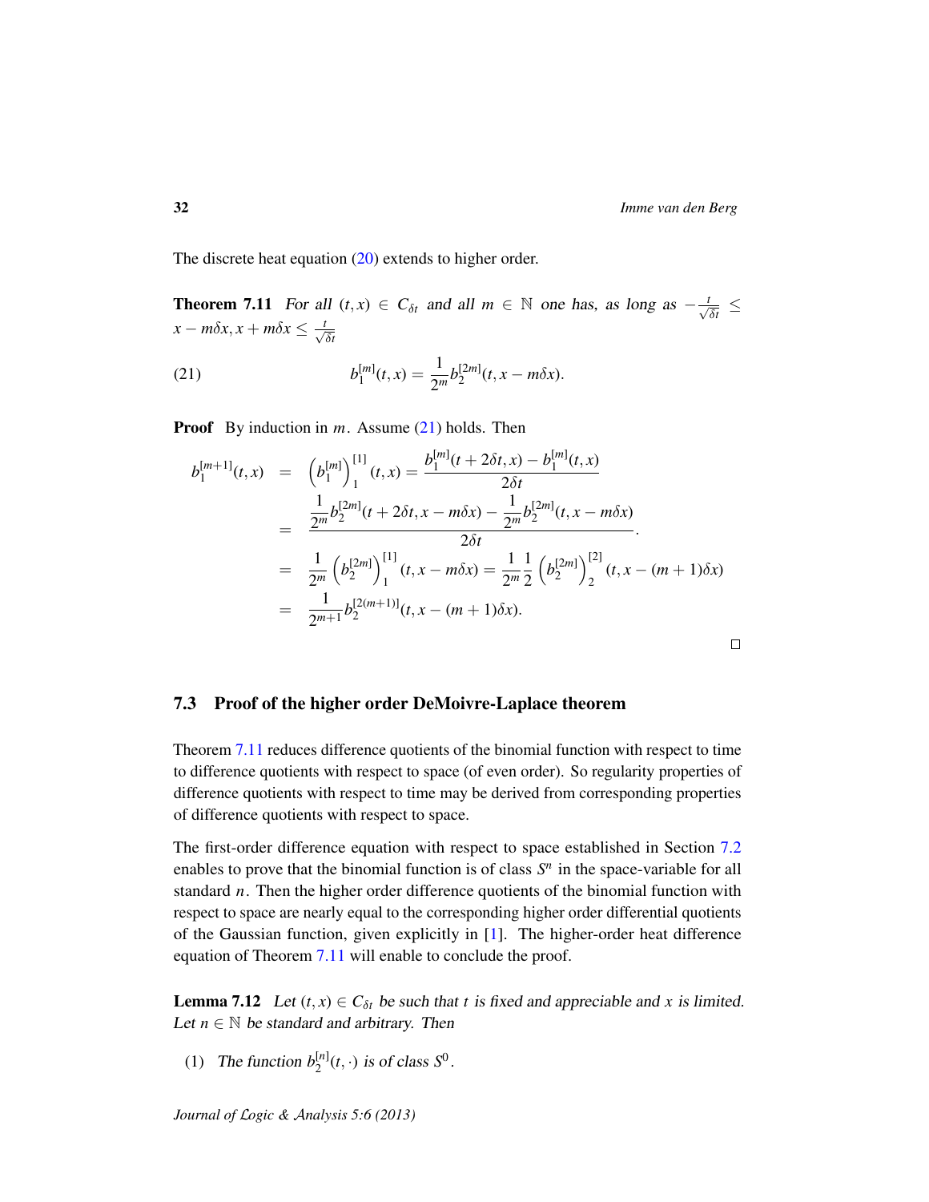The discrete heat equation (20) extends to higher order.

**Theorem 7.11** *For all $(t,x) \in C_{\delta t}$ and all $m \in \mathbb{N}$ one has, as long as $-\frac{t}{\sqrt{\delta t}} \leq x - m\delta x, x + m\delta x \leq \frac{t}{\sqrt{\delta t}}$*

$$b_1^{[m]}(t,x) = \frac{1}{2^m} b_2^{[2m]}(t, x - m\delta x). \tag{21}$$

**Proof** By induction in $m$. Assume (21) holds. Then

$$\begin{aligned}
b_1^{[m+1]}(t,x) &= \left(b_1^{[m]}\right)_1^{[1]}(t,x) = \frac{b_1^{[m]}(t+2\delta t, x) - b_1^{[m]}(t,x)}{2\delta t} \\
&= \frac{\frac{1}{2^m} b_2^{[2m]}(t+2\delta t, x - m\delta x) - \frac{1}{2^m} b_2^{[2m]}(t, x - m\delta x)}{2\delta t}. \\
&= \frac{1}{2^m}\left(b_2^{[2m]}\right)_1^{[1]}(t, x - m\delta x) = \frac{1}{2^m}\frac{1}{2}\left(b_2^{[2m]}\right)_2^{[2]}(t, x - (m+1)\delta x) \\
&= \frac{1}{2^{m+1}} b_2^{[2(m+1)]}(t, x - (m+1)\delta x).
\end{aligned}$$

□

## 7.3 Proof of the higher order DeMoivre-Laplace theorem

Theorem 7.11 reduces difference quotients of the binomial function with respect to time to difference quotients with respect to space (of even order). So regularity properties of difference quotients with respect to time may be derived from corresponding properties of difference quotients with respect to space.

The first-order difference equation with respect to space established in Section 7.2 enables to prove that the binomial function is of class $S^n$ in the space-variable for all standard $n$. Then the higher order difference quotients of the binomial function with respect to space are nearly equal to the corresponding higher order differential quotients of the Gaussian function, given explicitly in [1]. The higher-order heat difference equation of Theorem 7.11 will enable to conclude the proof.

**Lemma 7.12** *Let $(t,x) \in C_{\delta t}$ be such that $t$ is fixed and appreciable and $x$ is limited. Let $n \in \mathbb{N}$ be standard and arbitrary. Then*

(1) *The function $b_2^{[n]}(t,\cdot)$ is of class $S^0$.*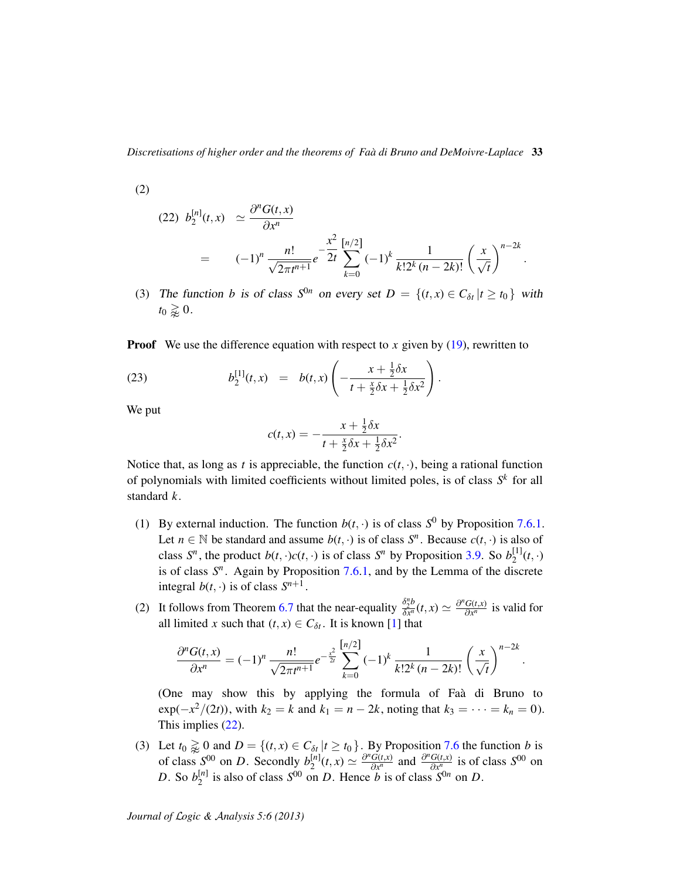(2)

$$
(22)\quad b_2^{[n]}(t,x) \simeq \frac{\partial^n G(t,x)}{\partial x^n} = (-1)^n \frac{n!}{\sqrt{2\pi t^{n+1}}} e^{-\frac{x^2}{2t}} \sum_{k=0}^{[n/2]} (-1)^k \frac{1}{k! 2^k (n-2k)!} \left(\frac{x}{\sqrt{t}}\right)^{n-2k}.
$$

(3) *The function* $b$ *is of class* $S^{0n}$ *on every set* $D = \{(t,x) \in C_{\delta t} \,|\, t \geq t_0\}$ *with* $t_0 \gtrapprox 0$.

**Proof** We use the difference equation with respect to $x$ given by (19), rewritten to

$$
(23)\qquad b_2^{[1]}(t,x) = b(t,x)\left(-\frac{x+\frac{1}{2}\delta x}{t+\frac{x}{2}\delta x+\frac{1}{2}\delta x^2}\right).
$$

We put

$$
c(t,x) = -\frac{x+\frac{1}{2}\delta x}{t+\frac{x}{2}\delta x+\frac{1}{2}\delta x^2}.
$$

Notice that, as long as $t$ is appreciable, the function $c(t,\cdot)$, being a rational function of polynomials with limited coefficients without limited poles, is of class $S^k$ for all standard $k$.

(1) By external induction. The function $b(t,\cdot)$ is of class $S^0$ by Proposition 7.6.1. Let $n \in \mathbb{N}$ be standard and assume $b(t,\cdot)$ is of class $S^n$. Because $c(t,\cdot)$ is also of class $S^n$, the product $b(t,\cdot)c(t,\cdot)$ is of class $S^n$ by Proposition 3.9. So $b_2^{[1]}(t,\cdot)$ is of class $S^n$. Again by Proposition 7.6.1, and by the Lemma of the discrete integral $b(t,\cdot)$ is of class $S^{n+1}$.

(2) It follows from Theorem 6.7 that the near-equality $\frac{\delta_2^n b}{\delta x^n}(t,x) \simeq \frac{\partial^n G(t,x)}{\partial x^n}$ is valid for all limited $x$ such that $(t,x) \in C_{\delta t}$. It is known [1] that

$$
\frac{\partial^n G(t,x)}{\partial x^n} = (-1)^n \frac{n!}{\sqrt{2\pi t^{n+1}}} e^{-\frac{x^2}{2t}} \sum_{k=0}^{[n/2]} (-1)^k \frac{1}{k! 2^k (n-2k)!} \left(\frac{x}{\sqrt{t}}\right)^{n-2k}.
$$

(One may show this by applying the formula of Faà di Bruno to $\exp(-x^2/(2t))$, with $k_2 = k$ and $k_1 = n-2k$, noting that $k_3 = \cdots = k_n = 0$). This implies (22).

(3) Let $t_0 \gtrapprox 0$ and $D = \{(t,x) \in C_{\delta t} \,|\, t \geq t_0\}$. By Proposition 7.6 the function $b$ is of class $S^{00}$ on $D$. Secondly $b_2^{[n]}(t,x) \simeq \frac{\partial^n G(t,x)}{\partial x^n}$ and $\frac{\partial^n G(t,x)}{\partial x^n}$ is of class $S^{00}$ on $D$. So $b_2^{[n]}$ is also of class $S^{00}$ on $D$. Hence $b$ is of class $S^{0n}$ on $D$.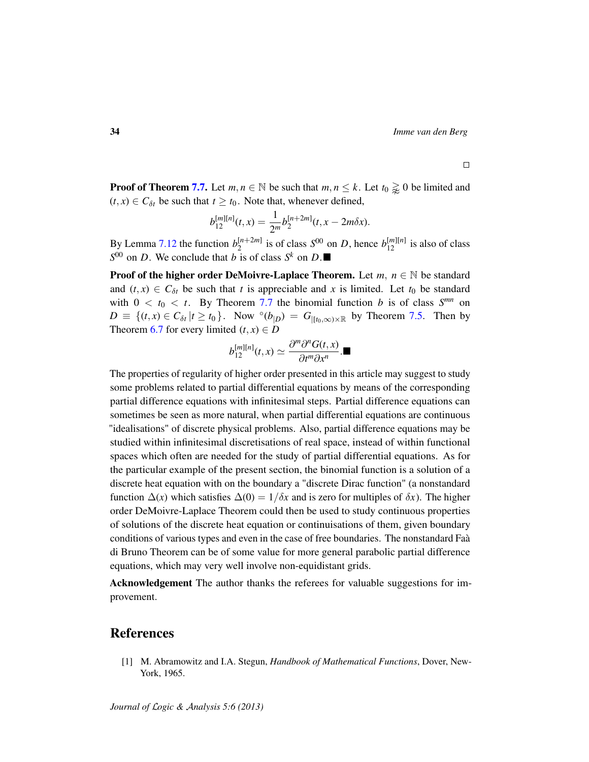□

**Proof of Theorem 7.7.** Let $m, n \in \mathbb{N}$ be such that $m, n \leq k$. Let $t_0 \gtrapprox 0$ be limited and $(t,x) \in C_{\delta t}$ be such that $t \geq t_0$. Note that, whenever defined,

$$b_{12}^{[m][n]}(t,x) = \frac{1}{2^m} b_2^{[n+2m]}(t, x - 2m\delta x).$$

By Lemma 7.12 the function $b_2^{[n+2m]}$ is of class $S^{00}$ on $D$, hence $b_{12}^{[m][n]}$ is also of class $S^{00}$ on $D$. We conclude that $b$ is of class $S^k$ on $D$.■

**Proof of the higher order DeMoivre-Laplace Theorem.** Let $m,\ n \in \mathbb{N}$ be standard and $(t,x) \in C_{\delta t}$ be such that $t$ is appreciable and $x$ is limited. Let $t_0$ be standard with $0 < t_0 < t$. By Theorem 7.7 the binomial function $b$ is of class $S^{mn}$ on $D \equiv \{(t,x) \in C_{\delta t} \,|t \geq t_0\}$. Now $^{\circ}(b_{|D}) = G_{|[t_0,\infty)\times\mathbb{R}}$ by Theorem 7.5. Then by Theorem 6.7 for every limited $(t,x) \in D$

$$b_{12}^{[m][n]}(t,x) \simeq \frac{\partial^m \partial^n G(t,x)}{\partial t^m \partial x^n}.■$$

The properties of regularity of higher order presented in this article may suggest to study some problems related to partial differential equations by means of the corresponding partial difference equations with infinitesimal steps. Partial difference equations can sometimes be seen as more natural, when partial differential equations are continuous "idealisations" of discrete physical problems. Also, partial difference equations may be studied within infinitesimal discretisations of real space, instead of within functional spaces which often are needed for the study of partial differential equations. As for the particular example of the present section, the binomial function is a solution of a discrete heat equation with on the boundary a "discrete Dirac function" (a nonstandard function $\Delta(x)$ which satisfies $\Delta(0) = 1/\delta x$ and is zero for multiples of $\delta x$). The higher order DeMoivre-Laplace Theorem could then be used to study continuous properties of solutions of the discrete heat equation or continuisations of them, given boundary conditions of various types and even in the case of free boundaries. The nonstandard Faà di Bruno Theorem can be of some value for more general parabolic partial difference equations, which may very well involve non-equidistant grids.

**Acknowledgement** The author thanks the referees for valuable suggestions for improvement.

## References

[1] M. Abramowitz and I.A. Stegun, *Handbook of Mathematical Functions*, Dover, New-York, 1965.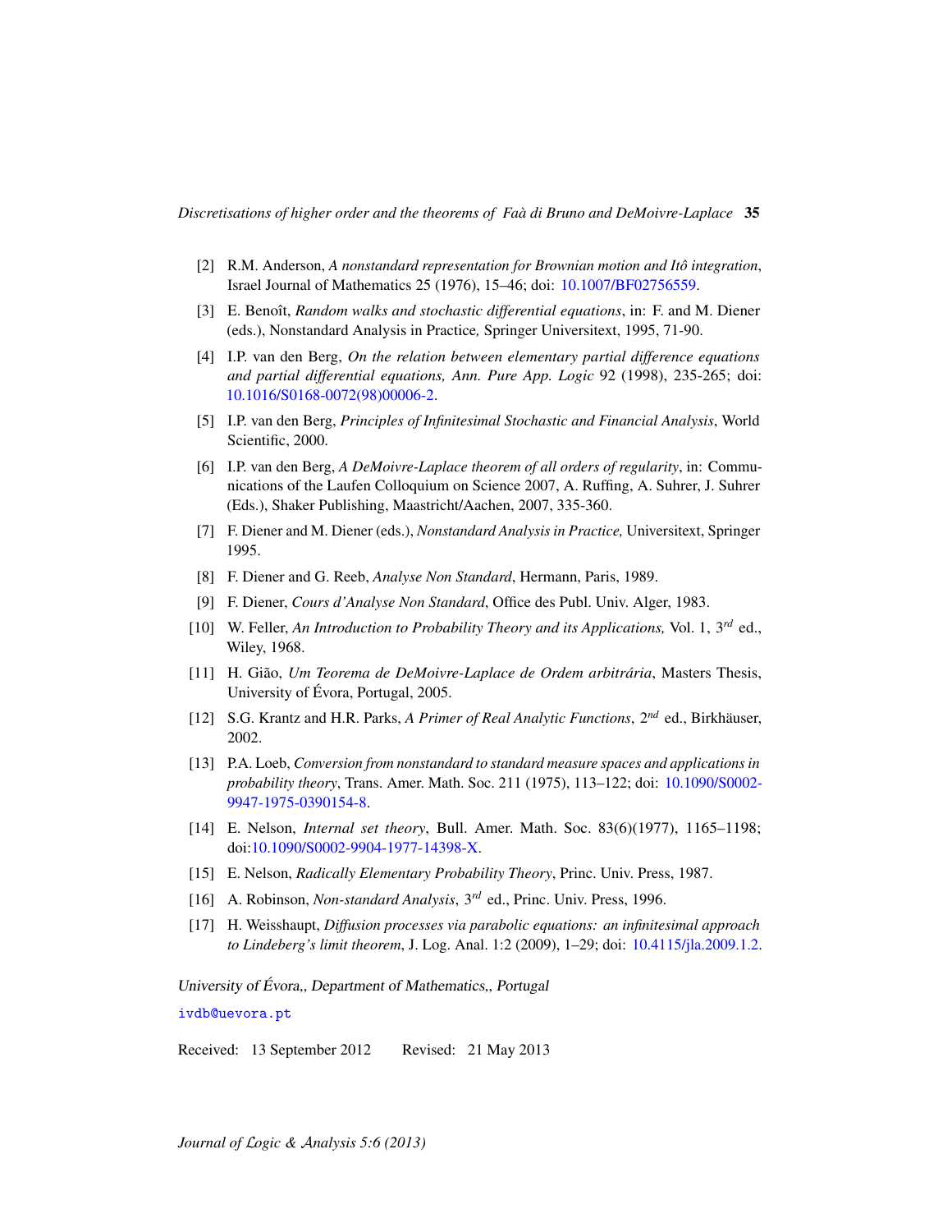[2] R.M. Anderson, *A nonstandard representation for Brownian motion and Itô integration*, Israel Journal of Mathematics 25 (1976), 15–46; doi: 10.1007/BF02756559.

[3] E. Benoît, *Random walks and stochastic differential equations*, in: F. and M. Diener (eds.), Nonstandard Analysis in Practice*,* Springer Universitext, 1995, 71-90.

[4] I.P. van den Berg, *On the relation between elementary partial difference equations and partial differential equations, Ann. Pure App. Logic* 92 (1998), 235-265; doi: 10.1016/S0168-0072(98)00006-2.

[5] I.P. van den Berg, *Principles of Infinitesimal Stochastic and Financial Analysis*, World Scientific, 2000.

[6] I.P. van den Berg, *A DeMoivre-Laplace theorem of all orders of regularity*, in: Communications of the Laufen Colloquium on Science 2007, A. Ruffing, A. Suhrer, J. Suhrer (Eds.), Shaker Publishing, Maastricht/Aachen, 2007, 335-360.

[7] F. Diener and M. Diener (eds.), *Nonstandard Analysis in Practice,* Universitext, Springer 1995.

[8] F. Diener and G. Reeb, *Analyse Non Standard*, Hermann, Paris, 1989.

[9] F. Diener, *Cours d'Analyse Non Standard*, Office des Publ. Univ. Alger, 1983.

[10] W. Feller, *An Introduction to Probability Theory and its Applications,* Vol. 1, 3*rd* ed., Wiley, 1968.

[11] H. Gião, *Um Teorema de DeMoivre-Laplace de Ordem arbitrária*, Masters Thesis, University of Évora, Portugal, 2005.

[12] S.G. Krantz and H.R. Parks, *A Primer of Real Analytic Functions*, 2*nd* ed., Birkhäuser, 2002.

[13] P.A. Loeb, *Conversion from nonstandard to standard measure spaces and applications in probability theory*, Trans. Amer. Math. Soc. 211 (1975), 113–122; doi: 10.1090/S0002-9947-1975-0390154-8.

[14] E. Nelson, *Internal set theory*, Bull. Amer. Math. Soc. 83(6)(1977), 1165–1198; doi:10.1090/S0002-9904-1977-14398-X.

[15] E. Nelson, *Radically Elementary Probability Theory*, Princ. Univ. Press, 1987.

[16] A. Robinson, *Non-standard Analysis*, 3*rd* ed., Princ. Univ. Press, 1996.

[17] H. Weisshaupt, *Diffusion processes via parabolic equations: an infinitesimal approach to Lindeberg's limit theorem*, J. Log. Anal. 1:2 (2009), 1–29; doi: 10.4115/jla.2009.1.2.

*University of Évora,, Department of Mathematics,, Portugal*

ivdb@uevora.pt

Received: 13 September 2012 Revised: 21 May 2013